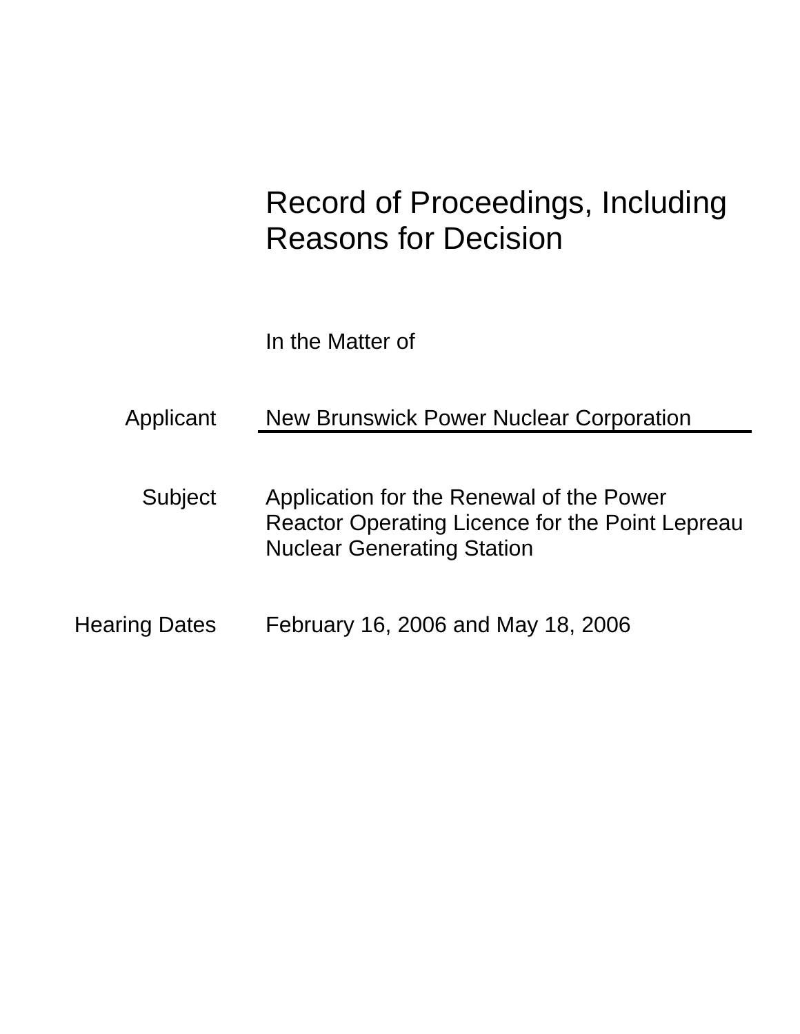# Record of Proceedings, Including Reasons for Decision

In the Matter of

| | |
|---|---|
| Applicant | New Brunswick Power Nuclear Corporation |
| Subject | Application for the Renewal of the Power Reactor Operating Licence for the Point Lepreau Nuclear Generating Station |
| Hearing Dates | February 16, 2006 and May 18, 2006 |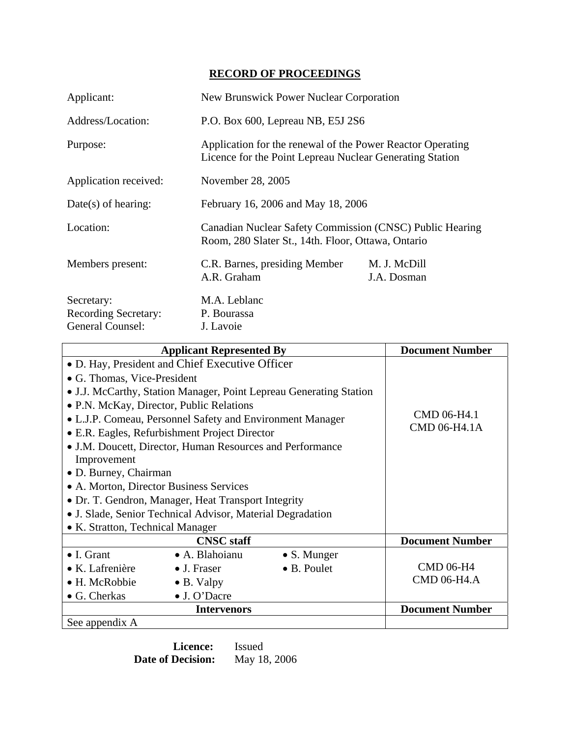# RECORD OF PROCEEDINGS

| | |
|---|---|
| Applicant: | New Brunswick Power Nuclear Corporation |
| Address/Location: | P.O. Box 600, Lepreau NB, E5J 2S6 |
| Purpose: | Application for the renewal of the Power Reactor Operating Licence for the Point Lepreau Nuclear Generating Station |
| Application received: | November 28, 2005 |
| Date(s) of hearing: | February 16, 2006 and May 18, 2006 |
| Location: | Canadian Nuclear Safety Commission (CNSC) Public Hearing Room, 280 Slater St., 14th. Floor, Ottawa, Ontario |
| Members present: | C.R. Barnes, presiding Member; A.R. Graham; M. J. McDill; J.A. Dosman |
| Secretary: | M.A. Leblanc |
| Recording Secretary: | P. Bourassa |
| General Counsel: | J. Lavoie |

| Applicant Represented By | Document Number |
|---|---|
| • D. Hay, President and Chief Executive Officer<br>• G. Thomas, Vice-President<br>• J.J. McCarthy, Station Manager, Point Lepreau Generating Station<br>• P.N. McKay, Director, Public Relations<br>• L.J.P. Comeau, Personnel Safety and Environment Manager<br>• E.R. Eagles, Refurbishment Project Director<br>• J.M. Doucett, Director, Human Resources and Performance Improvement<br>• D. Burney, Chairman<br>• A. Morton, Director Business Services<br>• Dr. T. Gendron, Manager, Heat Transport Integrity<br>• J. Slade, Senior Technical Advisor, Material Degradation<br>• K. Stratton, Technical Manager | CMD 06-H4.1<br>CMD 06-H4.1A |
| **CNSC staff** | **Document Number** |
| • I. Grant • A. Blahoianu • S. Munger<br>• K. Lafrenière • J. Fraser • B. Poulet<br>• H. McRobbie • B. Valpy<br>• G. Cherkas • J. O'Dacre | CMD 06-H4<br>CMD 06-H4.A |
| **Intervenors** | **Document Number** |
| See appendix A | |

**Licence:** Issued
**Date of Decision:** May 18, 2006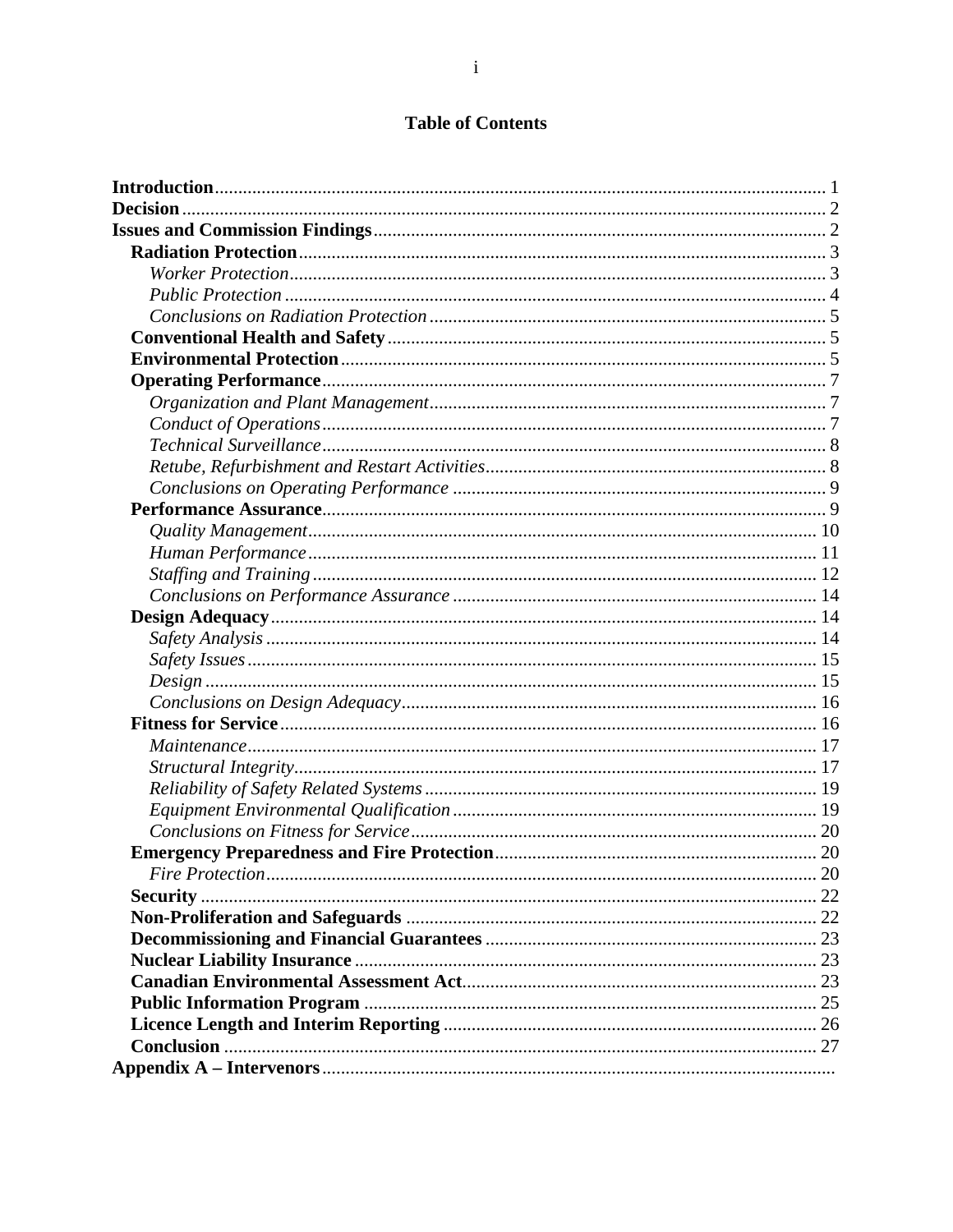# Table of Contents

**Introduction** ........................................................................................................ 1
**Decision** .............................................................................................................. 2
**Issues and Commission Findings** ....................................................................... 2
- **Radiation Protection** ..................................................................................... 3
  - *Worker Protection* ....................................................................................... 3
  - *Public Protection* ......................................................................................... 4
  - *Conclusions on Radiation Protection* .......................................................... 5
- **Conventional Health and Safety** ................................................................... 5
- **Environmental Protection** ............................................................................. 5
- **Operating Performance** ................................................................................ 7
  - *Organization and Plant Management* .......................................................... 7
  - *Conduct of Operations* ................................................................................ 7
  - *Technical Surveillance* ................................................................................ 8
  - *Retube, Refurbishment and Restart Activities* ............................................ 8
  - *Conclusions on Operating Performance* ...................................................... 9
- **Performance Assurance** ................................................................................ 9
  - *Quality Management* ................................................................................. 10
  - *Human Performance* ................................................................................. 11
  - *Staffing and Training* ................................................................................ 12
  - *Conclusions on Performance Assurance* ................................................... 14
- **Design Adequacy** ........................................................................................ 14
  - *Safety Analysis* .......................................................................................... 14
  - *Safety Issues* .............................................................................................. 15
  - *Design* ....................................................................................................... 15
  - *Conclusions on Design Adequacy* ............................................................. 16
- **Fitness for Service** ....................................................................................... 16
  - *Maintenance* .............................................................................................. 17
  - *Structural Integrity* .................................................................................... 17
  - *Reliability of Safety Related Systems* ........................................................ 19
  - *Equipment Environmental Qualification* ................................................... 19
  - *Conclusions on Fitness for Service* ............................................................ 20
- **Emergency Preparedness and Fire Protection** .............................................. 20
  - *Fire Protection* ........................................................................................... 20
- **Security** ....................................................................................................... 22
- **Non-Proliferation and Safeguards** .............................................................. 22
- **Decommissioning and Financial Guarantees** .............................................. 23
- **Nuclear Liability Insurance** ......................................................................... 23
- **Canadian Environmental Assessment Act** .................................................... 23
- **Public Information Program** ........................................................................ 25
- **Licence Length and Interim Reporting** ....................................................... 26
- **Conclusion** .................................................................................................. 27

**Appendix A – Intervenors** ...................................................................................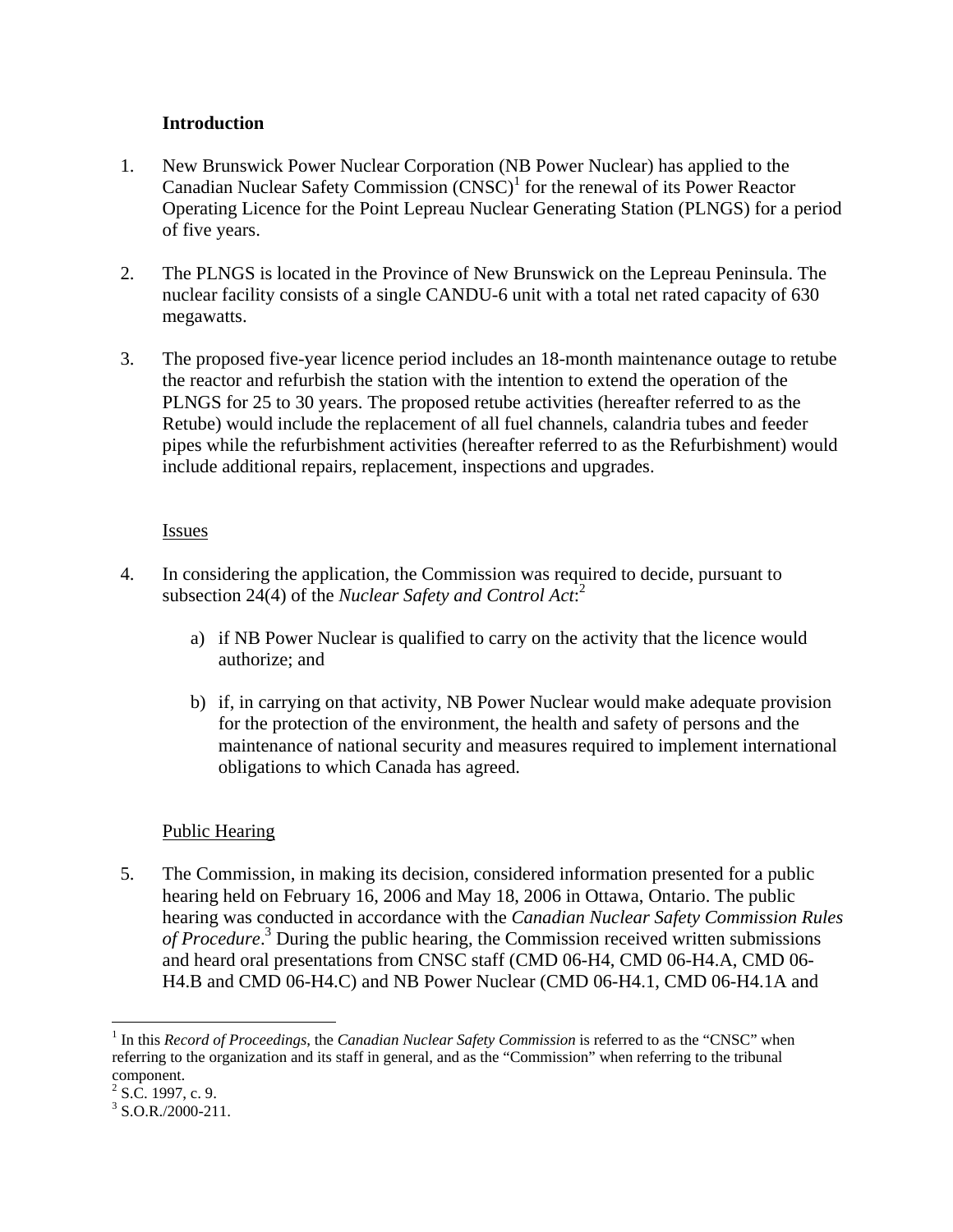### Introduction

1. New Brunswick Power Nuclear Corporation (NB Power Nuclear) has applied to the Canadian Nuclear Safety Commission (CNSC)[1] for the renewal of its Power Reactor Operating Licence for the Point Lepreau Nuclear Generating Station (PLNGS) for a period of five years.

2. The PLNGS is located in the Province of New Brunswick on the Lepreau Peninsula. The nuclear facility consists of a single CANDU-6 unit with a total net rated capacity of 630 megawatts.

3. The proposed five-year licence period includes an 18-month maintenance outage to retube the reactor and refurbish the station with the intention to extend the operation of the PLNGS for 25 to 30 years. The proposed retube activities (hereafter referred to as the Retube) would include the replacement of all fuel channels, calandria tubes and feeder pipes while the refurbishment activities (hereafter referred to as the Refurbishment) would include additional repairs, replacement, inspections and upgrades.

#### Issues

4. In considering the application, the Commission was required to decide, pursuant to subsection 24(4) of the *Nuclear Safety and Control Act*:[2]

   a) if NB Power Nuclear is qualified to carry on the activity that the licence would authorize; and

   b) if, in carrying on that activity, NB Power Nuclear would make adequate provision for the protection of the environment, the health and safety of persons and the maintenance of national security and measures required to implement international obligations to which Canada has agreed.

#### Public Hearing

5. The Commission, in making its decision, considered information presented for a public hearing held on February 16, 2006 and May 18, 2006 in Ottawa, Ontario. The public hearing was conducted in accordance with the *Canadian Nuclear Safety Commission Rules of Procedure*.[3] During the public hearing, the Commission received written submissions and heard oral presentations from CNSC staff (CMD 06-H4, CMD 06-H4.A, CMD 06-H4.B and CMD 06-H4.C) and NB Power Nuclear (CMD 06-H4.1, CMD 06-H4.1A and

---

[1] In this *Record of Proceedings*, the *Canadian Nuclear Safety Commission* is referred to as the "CNSC" when referring to the organization and its staff in general, and as the "Commission" when referring to the tribunal component.

[2] S.C. 1997, c. 9.

[3] S.O.R./2000-211.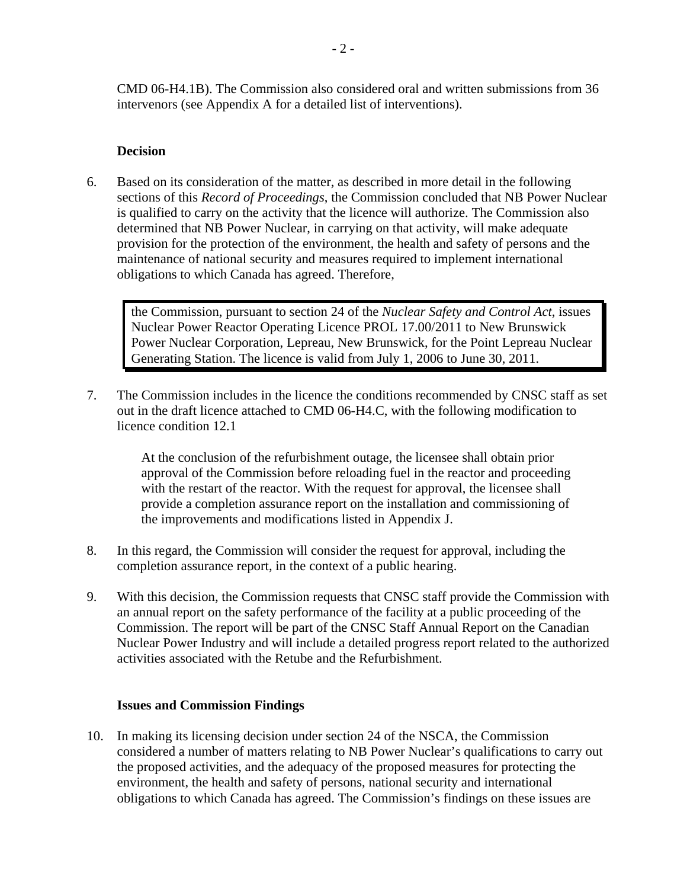CMD 06-H4.1B). The Commission also considered oral and written submissions from 36 intervenors (see Appendix A for a detailed list of interventions).

**Decision**

6. Based on its consideration of the matter, as described in more detail in the following sections of this *Record of Proceedings*, the Commission concluded that NB Power Nuclear is qualified to carry on the activity that the licence will authorize. The Commission also determined that NB Power Nuclear, in carrying on that activity, will make adequate provision for the protection of the environment, the health and safety of persons and the maintenance of national security and measures required to implement international obligations to which Canada has agreed. Therefore,

> the Commission, pursuant to section 24 of the *Nuclear Safety and Control Act*, issues Nuclear Power Reactor Operating Licence PROL 17.00/2011 to New Brunswick Power Nuclear Corporation, Lepreau, New Brunswick, for the Point Lepreau Nuclear Generating Station. The licence is valid from July 1, 2006 to June 30, 2011.

7. The Commission includes in the licence the conditions recommended by CNSC staff as set out in the draft licence attached to CMD 06-H4.C, with the following modification to licence condition 12.1

   At the conclusion of the refurbishment outage, the licensee shall obtain prior approval of the Commission before reloading fuel in the reactor and proceeding with the restart of the reactor. With the request for approval, the licensee shall provide a completion assurance report on the installation and commissioning of the improvements and modifications listed in Appendix J.

8. In this regard, the Commission will consider the request for approval, including the completion assurance report, in the context of a public hearing.

9. With this decision, the Commission requests that CNSC staff provide the Commission with an annual report on the safety performance of the facility at a public proceeding of the Commission. The report will be part of the CNSC Staff Annual Report on the Canadian Nuclear Power Industry and will include a detailed progress report related to the authorized activities associated with the Retube and the Refurbishment.

**Issues and Commission Findings**

10. In making its licensing decision under section 24 of the NSCA, the Commission considered a number of matters relating to NB Power Nuclear's qualifications to carry out the proposed activities, and the adequacy of the proposed measures for protecting the environment, the health and safety of persons, national security and international obligations to which Canada has agreed. The Commission's findings on these issues are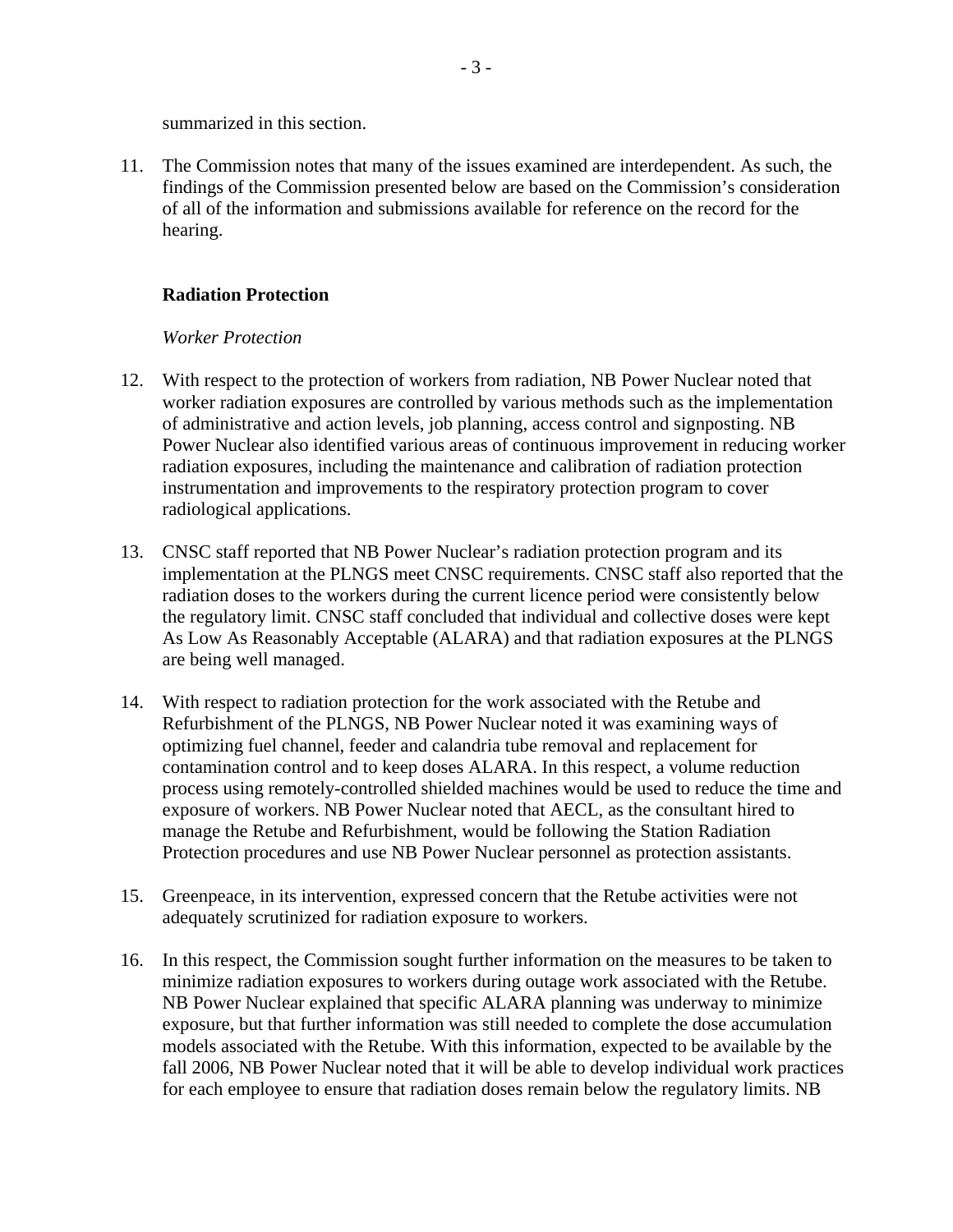summarized in this section.

11. The Commission notes that many of the issues examined are interdependent. As such, the findings of the Commission presented below are based on the Commission's consideration of all of the information and submissions available for reference on the record for the hearing.

**Radiation Protection**

*Worker Protection*

12. With respect to the protection of workers from radiation, NB Power Nuclear noted that worker radiation exposures are controlled by various methods such as the implementation of administrative and action levels, job planning, access control and signposting. NB Power Nuclear also identified various areas of continuous improvement in reducing worker radiation exposures, including the maintenance and calibration of radiation protection instrumentation and improvements to the respiratory protection program to cover radiological applications.

13. CNSC staff reported that NB Power Nuclear's radiation protection program and its implementation at the PLNGS meet CNSC requirements. CNSC staff also reported that the radiation doses to the workers during the current licence period were consistently below the regulatory limit. CNSC staff concluded that individual and collective doses were kept As Low As Reasonably Acceptable (ALARA) and that radiation exposures at the PLNGS are being well managed.

14. With respect to radiation protection for the work associated with the Retube and Refurbishment of the PLNGS, NB Power Nuclear noted it was examining ways of optimizing fuel channel, feeder and calandria tube removal and replacement for contamination control and to keep doses ALARA. In this respect, a volume reduction process using remotely-controlled shielded machines would be used to reduce the time and exposure of workers. NB Power Nuclear noted that AECL, as the consultant hired to manage the Retube and Refurbishment, would be following the Station Radiation Protection procedures and use NB Power Nuclear personnel as protection assistants.

15. Greenpeace, in its intervention, expressed concern that the Retube activities were not adequately scrutinized for radiation exposure to workers.

16. In this respect, the Commission sought further information on the measures to be taken to minimize radiation exposures to workers during outage work associated with the Retube. NB Power Nuclear explained that specific ALARA planning was underway to minimize exposure, but that further information was still needed to complete the dose accumulation models associated with the Retube. With this information, expected to be available by the fall 2006, NB Power Nuclear noted that it will be able to develop individual work practices for each employee to ensure that radiation doses remain below the regulatory limits. NB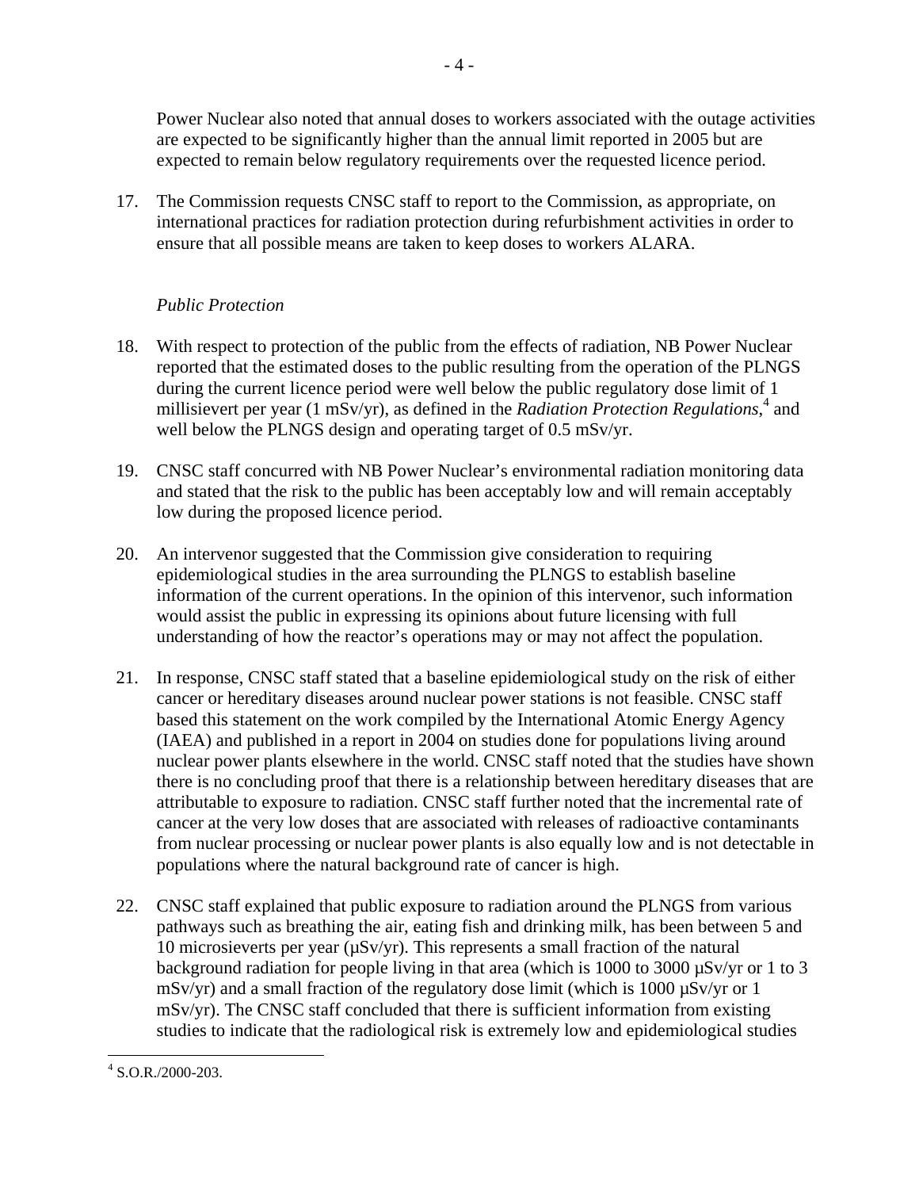Power Nuclear also noted that annual doses to workers associated with the outage activities are expected to be significantly higher than the annual limit reported in 2005 but are expected to remain below regulatory requirements over the requested licence period.

17. The Commission requests CNSC staff to report to the Commission, as appropriate, on international practices for radiation protection during refurbishment activities in order to ensure that all possible means are taken to keep doses to workers ALARA.

*Public Protection*

18. With respect to protection of the public from the effects of radiation, NB Power Nuclear reported that the estimated doses to the public resulting from the operation of the PLNGS during the current licence period were well below the public regulatory dose limit of 1 millisievert per year (1 mSv/yr), as defined in the *Radiation Protection Regulations*,[4] and well below the PLNGS design and operating target of 0.5 mSv/yr.

19. CNSC staff concurred with NB Power Nuclear's environmental radiation monitoring data and stated that the risk to the public has been acceptably low and will remain acceptably low during the proposed licence period.

20. An intervenor suggested that the Commission give consideration to requiring epidemiological studies in the area surrounding the PLNGS to establish baseline information of the current operations. In the opinion of this intervenor, such information would assist the public in expressing its opinions about future licensing with full understanding of how the reactor's operations may or may not affect the population.

21. In response, CNSC staff stated that a baseline epidemiological study on the risk of either cancer or hereditary diseases around nuclear power stations is not feasible. CNSC staff based this statement on the work compiled by the International Atomic Energy Agency (IAEA) and published in a report in 2004 on studies done for populations living around nuclear power plants elsewhere in the world. CNSC staff noted that the studies have shown there is no concluding proof that there is a relationship between hereditary diseases that are attributable to exposure to radiation. CNSC staff further noted that the incremental rate of cancer at the very low doses that are associated with releases of radioactive contaminants from nuclear processing or nuclear power plants is also equally low and is not detectable in populations where the natural background rate of cancer is high.

22. CNSC staff explained that public exposure to radiation around the PLNGS from various pathways such as breathing the air, eating fish and drinking milk, has been between 5 and 10 microsieverts per year (µSv/yr). This represents a small fraction of the natural background radiation for people living in that area (which is 1000 to 3000 µSv/yr or 1 to 3 mSv/yr) and a small fraction of the regulatory dose limit (which is 1000 µSv/yr or 1 mSv/yr). The CNSC staff concluded that there is sufficient information from existing studies to indicate that the radiological risk is extremely low and epidemiological studies

[4] S.O.R./2000-203.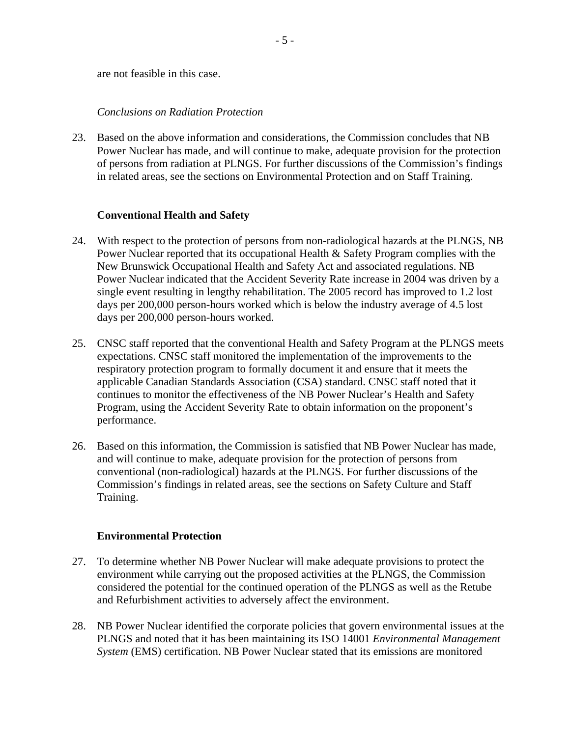are not feasible in this case.

*Conclusions on Radiation Protection*

23. Based on the above information and considerations, the Commission concludes that NB Power Nuclear has made, and will continue to make, adequate provision for the protection of persons from radiation at PLNGS. For further discussions of the Commission's findings in related areas, see the sections on Environmental Protection and on Staff Training.

### Conventional Health and Safety

24. With respect to the protection of persons from non-radiological hazards at the PLNGS, NB Power Nuclear reported that its occupational Health & Safety Program complies with the New Brunswick Occupational Health and Safety Act and associated regulations. NB Power Nuclear indicated that the Accident Severity Rate increase in 2004 was driven by a single event resulting in lengthy rehabilitation. The 2005 record has improved to 1.2 lost days per 200,000 person-hours worked which is below the industry average of 4.5 lost days per 200,000 person-hours worked.

25. CNSC staff reported that the conventional Health and Safety Program at the PLNGS meets expectations. CNSC staff monitored the implementation of the improvements to the respiratory protection program to formally document it and ensure that it meets the applicable Canadian Standards Association (CSA) standard. CNSC staff noted that it continues to monitor the effectiveness of the NB Power Nuclear's Health and Safety Program, using the Accident Severity Rate to obtain information on the proponent's performance.

26. Based on this information, the Commission is satisfied that NB Power Nuclear has made, and will continue to make, adequate provision for the protection of persons from conventional (non-radiological) hazards at the PLNGS. For further discussions of the Commission's findings in related areas, see the sections on Safety Culture and Staff Training.

### Environmental Protection

27. To determine whether NB Power Nuclear will make adequate provisions to protect the environment while carrying out the proposed activities at the PLNGS, the Commission considered the potential for the continued operation of the PLNGS as well as the Retube and Refurbishment activities to adversely affect the environment.

28. NB Power Nuclear identified the corporate policies that govern environmental issues at the PLNGS and noted that it has been maintaining its ISO 14001 *Environmental Management System* (EMS) certification. NB Power Nuclear stated that its emissions are monitored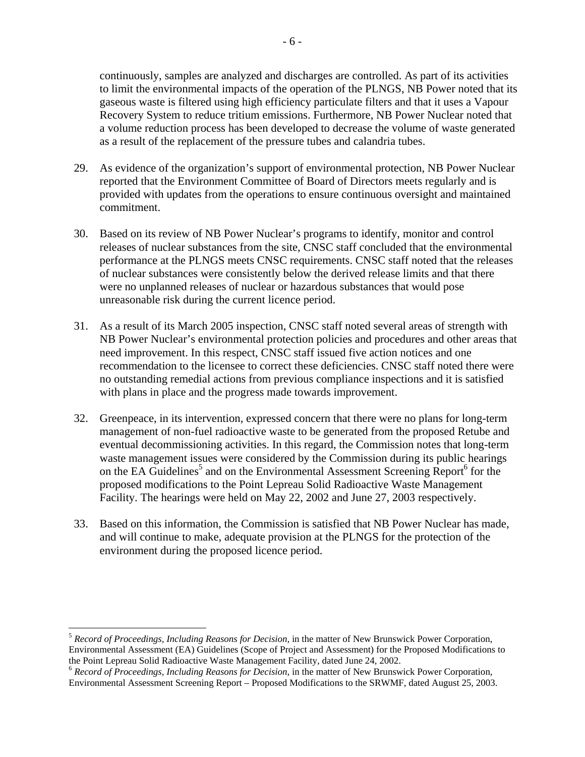continuously, samples are analyzed and discharges are controlled. As part of its activities to limit the environmental impacts of the operation of the PLNGS, NB Power noted that its gaseous waste is filtered using high efficiency particulate filters and that it uses a Vapour Recovery System to reduce tritium emissions. Furthermore, NB Power Nuclear noted that a volume reduction process has been developed to decrease the volume of waste generated as a result of the replacement of the pressure tubes and calandria tubes.

29. As evidence of the organization's support of environmental protection, NB Power Nuclear reported that the Environment Committee of Board of Directors meets regularly and is provided with updates from the operations to ensure continuous oversight and maintained commitment.

30. Based on its review of NB Power Nuclear's programs to identify, monitor and control releases of nuclear substances from the site, CNSC staff concluded that the environmental performance at the PLNGS meets CNSC requirements. CNSC staff noted that the releases of nuclear substances were consistently below the derived release limits and that there were no unplanned releases of nuclear or hazardous substances that would pose unreasonable risk during the current licence period.

31. As a result of its March 2005 inspection, CNSC staff noted several areas of strength with NB Power Nuclear's environmental protection policies and procedures and other areas that need improvement. In this respect, CNSC staff issued five action notices and one recommendation to the licensee to correct these deficiencies. CNSC staff noted there were no outstanding remedial actions from previous compliance inspections and it is satisfied with plans in place and the progress made towards improvement.

32. Greenpeace, in its intervention, expressed concern that there were no plans for long-term management of non-fuel radioactive waste to be generated from the proposed Retube and eventual decommissioning activities. In this regard, the Commission notes that long-term waste management issues were considered by the Commission during its public hearings on the EA Guidelines[5] and on the Environmental Assessment Screening Report[6] for the proposed modifications to the Point Lepreau Solid Radioactive Waste Management Facility. The hearings were held on May 22, 2002 and June 27, 2003 respectively.

33. Based on this information, the Commission is satisfied that NB Power Nuclear has made, and will continue to make, adequate provision at the PLNGS for the protection of the environment during the proposed licence period.

---

[5] *Record of Proceedings, Including Reasons for Decision*, in the matter of New Brunswick Power Corporation, Environmental Assessment (EA) Guidelines (Scope of Project and Assessment) for the Proposed Modifications to the Point Lepreau Solid Radioactive Waste Management Facility, dated June 24, 2002.

[6] *Record of Proceedings, Including Reasons for Decision*, in the matter of New Brunswick Power Corporation, Environmental Assessment Screening Report – Proposed Modifications to the SRWMF, dated August 25, 2003.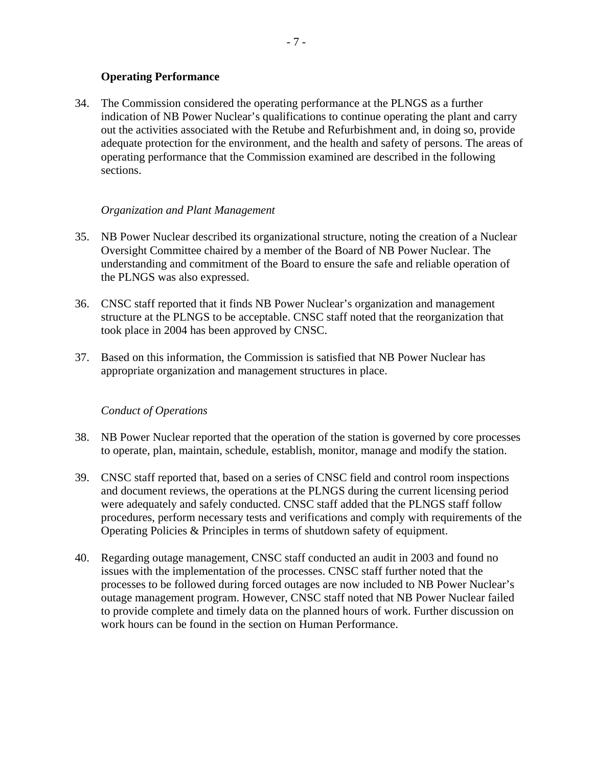**Operating Performance**

34. The Commission considered the operating performance at the PLNGS as a further indication of NB Power Nuclear's qualifications to continue operating the plant and carry out the activities associated with the Retube and Refurbishment and, in doing so, provide adequate protection for the environment, and the health and safety of persons. The areas of operating performance that the Commission examined are described in the following sections.

*Organization and Plant Management*

35. NB Power Nuclear described its organizational structure, noting the creation of a Nuclear Oversight Committee chaired by a member of the Board of NB Power Nuclear. The understanding and commitment of the Board to ensure the safe and reliable operation of the PLNGS was also expressed.

36. CNSC staff reported that it finds NB Power Nuclear's organization and management structure at the PLNGS to be acceptable. CNSC staff noted that the reorganization that took place in 2004 has been approved by CNSC.

37. Based on this information, the Commission is satisfied that NB Power Nuclear has appropriate organization and management structures in place.

*Conduct of Operations*

38. NB Power Nuclear reported that the operation of the station is governed by core processes to operate, plan, maintain, schedule, establish, monitor, manage and modify the station.

39. CNSC staff reported that, based on a series of CNSC field and control room inspections and document reviews, the operations at the PLNGS during the current licensing period were adequately and safely conducted. CNSC staff added that the PLNGS staff follow procedures, perform necessary tests and verifications and comply with requirements of the Operating Policies & Principles in terms of shutdown safety of equipment.

40. Regarding outage management, CNSC staff conducted an audit in 2003 and found no issues with the implementation of the processes. CNSC staff further noted that the processes to be followed during forced outages are now included to NB Power Nuclear's outage management program. However, CNSC staff noted that NB Power Nuclear failed to provide complete and timely data on the planned hours of work. Further discussion on work hours can be found in the section on Human Performance.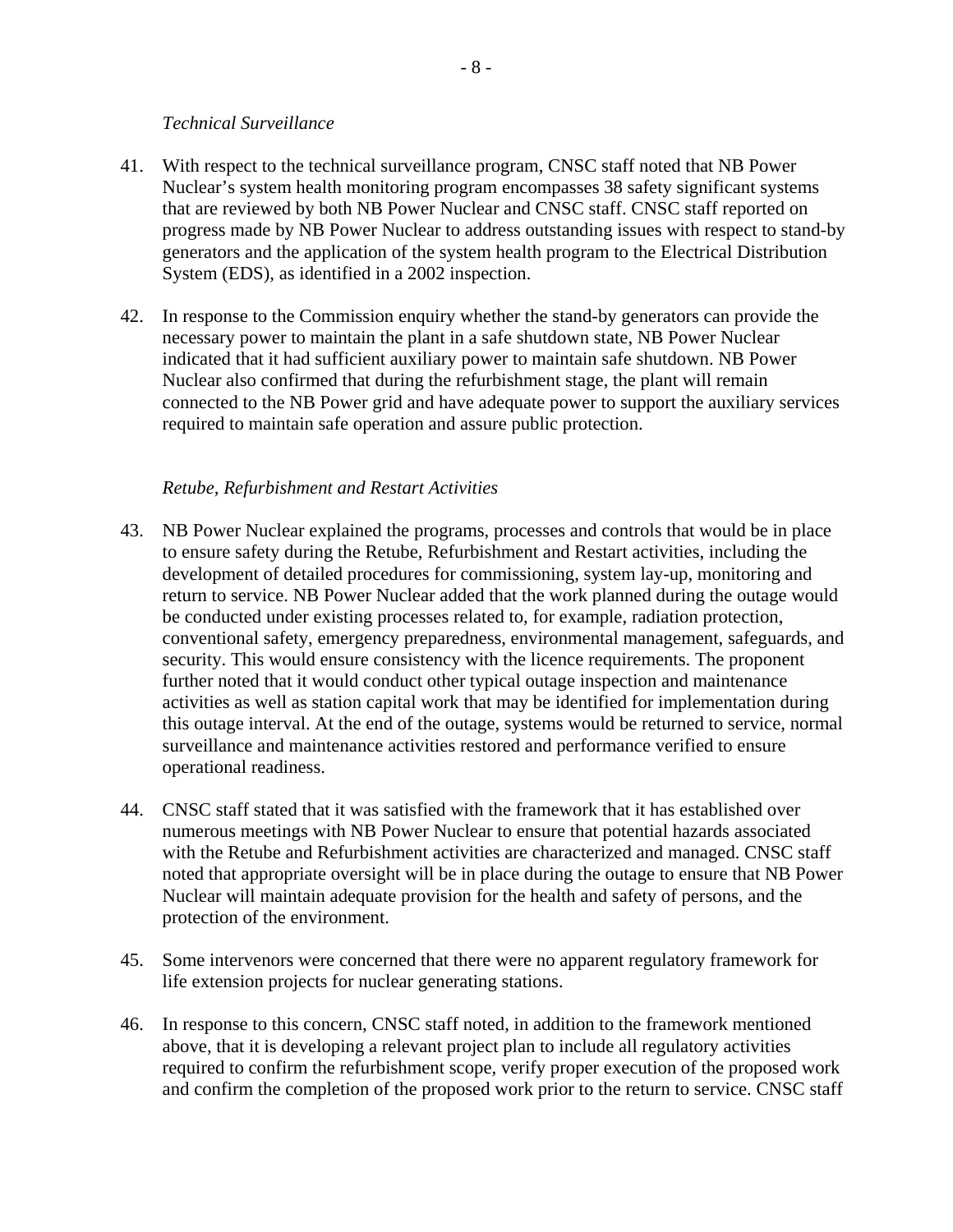*Technical Surveillance*

41. With respect to the technical surveillance program, CNSC staff noted that NB Power Nuclear's system health monitoring program encompasses 38 safety significant systems that are reviewed by both NB Power Nuclear and CNSC staff. CNSC staff reported on progress made by NB Power Nuclear to address outstanding issues with respect to stand-by generators and the application of the system health program to the Electrical Distribution System (EDS), as identified in a 2002 inspection.

42. In response to the Commission enquiry whether the stand-by generators can provide the necessary power to maintain the plant in a safe shutdown state, NB Power Nuclear indicated that it had sufficient auxiliary power to maintain safe shutdown. NB Power Nuclear also confirmed that during the refurbishment stage, the plant will remain connected to the NB Power grid and have adequate power to support the auxiliary services required to maintain safe operation and assure public protection.

*Retube, Refurbishment and Restart Activities*

43. NB Power Nuclear explained the programs, processes and controls that would be in place to ensure safety during the Retube, Refurbishment and Restart activities, including the development of detailed procedures for commissioning, system lay-up, monitoring and return to service. NB Power Nuclear added that the work planned during the outage would be conducted under existing processes related to, for example, radiation protection, conventional safety, emergency preparedness, environmental management, safeguards, and security. This would ensure consistency with the licence requirements. The proponent further noted that it would conduct other typical outage inspection and maintenance activities as well as station capital work that may be identified for implementation during this outage interval. At the end of the outage, systems would be returned to service, normal surveillance and maintenance activities restored and performance verified to ensure operational readiness.

44. CNSC staff stated that it was satisfied with the framework that it has established over numerous meetings with NB Power Nuclear to ensure that potential hazards associated with the Retube and Refurbishment activities are characterized and managed. CNSC staff noted that appropriate oversight will be in place during the outage to ensure that NB Power Nuclear will maintain adequate provision for the health and safety of persons, and the protection of the environment.

45. Some intervenors were concerned that there were no apparent regulatory framework for life extension projects for nuclear generating stations.

46. In response to this concern, CNSC staff noted, in addition to the framework mentioned above, that it is developing a relevant project plan to include all regulatory activities required to confirm the refurbishment scope, verify proper execution of the proposed work and confirm the completion of the proposed work prior to the return to service. CNSC staff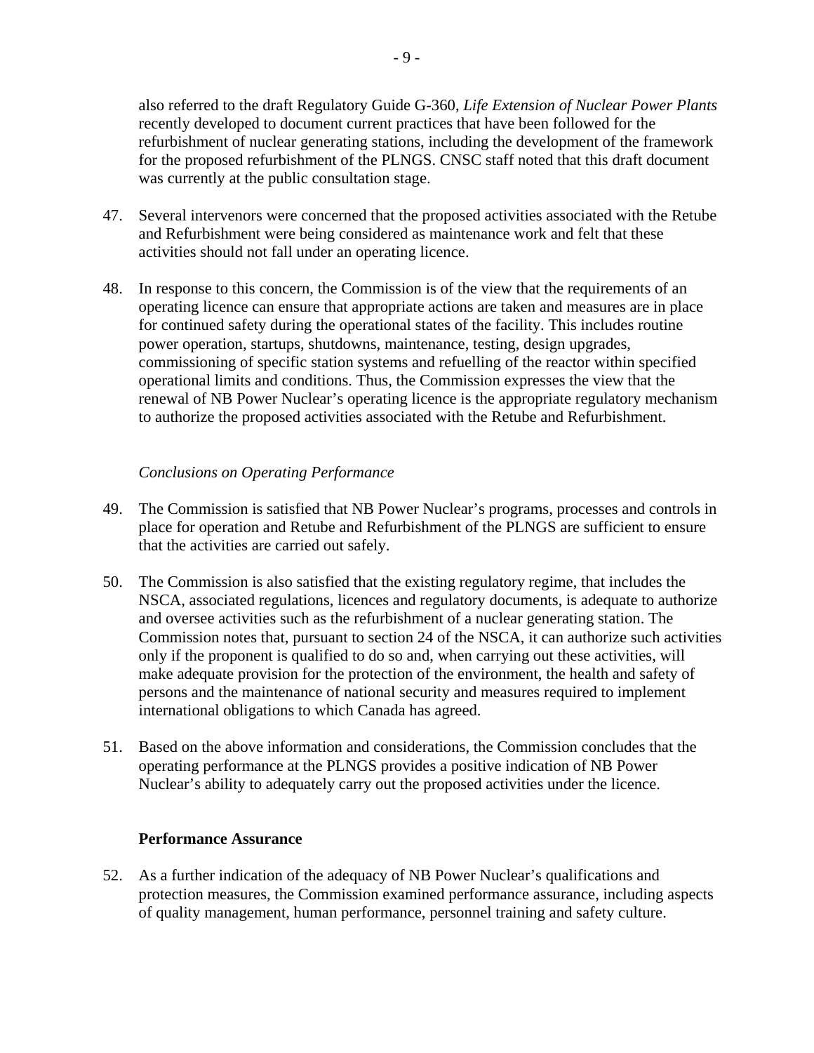also referred to the draft Regulatory Guide G-360, *Life Extension of Nuclear Power Plants* recently developed to document current practices that have been followed for the refurbishment of nuclear generating stations, including the development of the framework for the proposed refurbishment of the PLNGS. CNSC staff noted that this draft document was currently at the public consultation stage.

47. Several intervenors were concerned that the proposed activities associated with the Retube and Refurbishment were being considered as maintenance work and felt that these activities should not fall under an operating licence.

48. In response to this concern, the Commission is of the view that the requirements of an operating licence can ensure that appropriate actions are taken and measures are in place for continued safety during the operational states of the facility. This includes routine power operation, startups, shutdowns, maintenance, testing, design upgrades, commissioning of specific station systems and refuelling of the reactor within specified operational limits and conditions. Thus, the Commission expresses the view that the renewal of NB Power Nuclear's operating licence is the appropriate regulatory mechanism to authorize the proposed activities associated with the Retube and Refurbishment.

*Conclusions on Operating Performance*

49. The Commission is satisfied that NB Power Nuclear's programs, processes and controls in place for operation and Retube and Refurbishment of the PLNGS are sufficient to ensure that the activities are carried out safely.

50. The Commission is also satisfied that the existing regulatory regime, that includes the NSCA, associated regulations, licences and regulatory documents, is adequate to authorize and oversee activities such as the refurbishment of a nuclear generating station. The Commission notes that, pursuant to section 24 of the NSCA, it can authorize such activities only if the proponent is qualified to do so and, when carrying out these activities, will make adequate provision for the protection of the environment, the health and safety of persons and the maintenance of national security and measures required to implement international obligations to which Canada has agreed.

51. Based on the above information and considerations, the Commission concludes that the operating performance at the PLNGS provides a positive indication of NB Power Nuclear's ability to adequately carry out the proposed activities under the licence.

**Performance Assurance**

52. As a further indication of the adequacy of NB Power Nuclear's qualifications and protection measures, the Commission examined performance assurance, including aspects of quality management, human performance, personnel training and safety culture.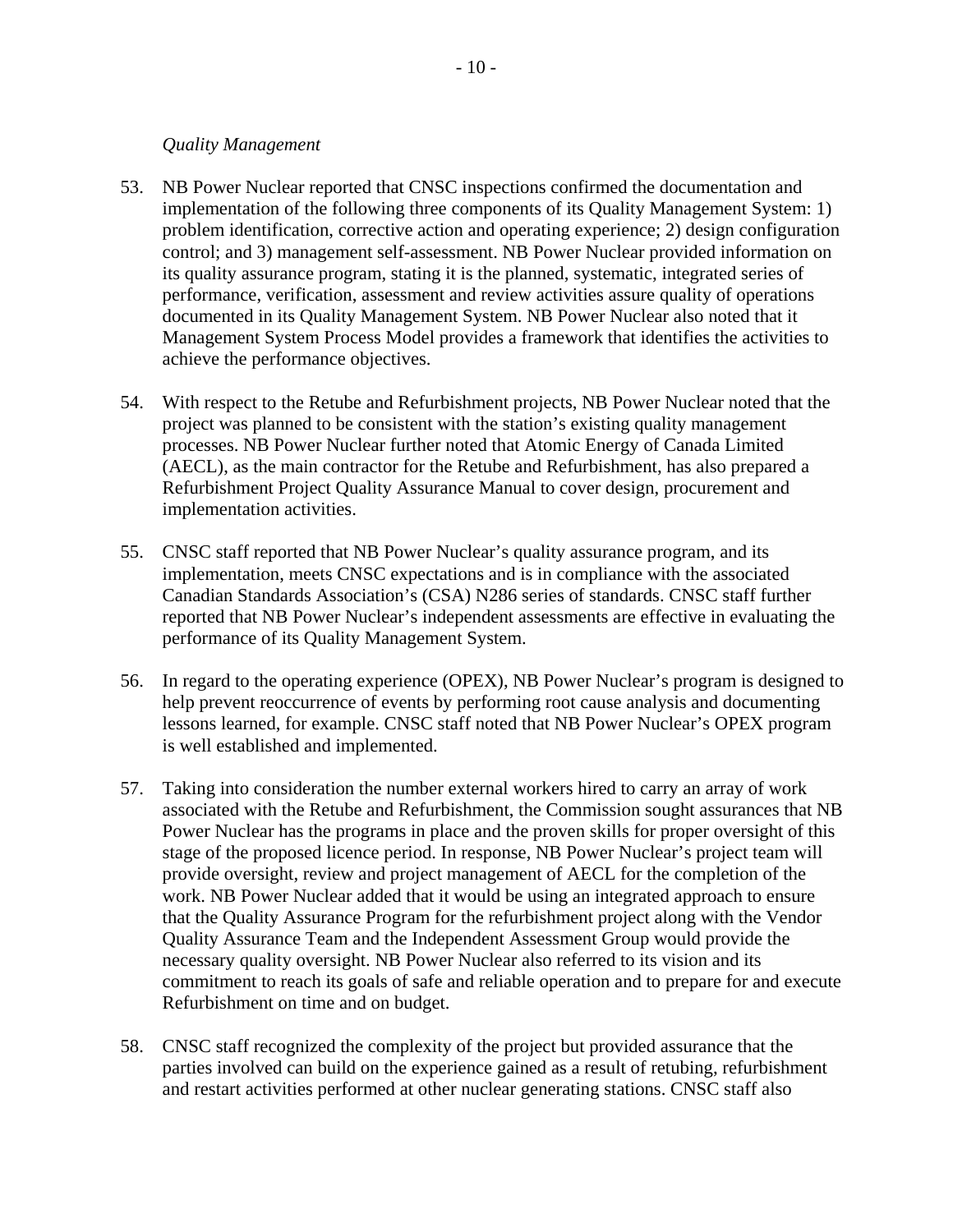*Quality Management*

53. NB Power Nuclear reported that CNSC inspections confirmed the documentation and implementation of the following three components of its Quality Management System: 1) problem identification, corrective action and operating experience; 2) design configuration control; and 3) management self-assessment. NB Power Nuclear provided information on its quality assurance program, stating it is the planned, systematic, integrated series of performance, verification, assessment and review activities assure quality of operations documented in its Quality Management System. NB Power Nuclear also noted that it Management System Process Model provides a framework that identifies the activities to achieve the performance objectives.

54. With respect to the Retube and Refurbishment projects, NB Power Nuclear noted that the project was planned to be consistent with the station's existing quality management processes. NB Power Nuclear further noted that Atomic Energy of Canada Limited (AECL), as the main contractor for the Retube and Refurbishment, has also prepared a Refurbishment Project Quality Assurance Manual to cover design, procurement and implementation activities.

55. CNSC staff reported that NB Power Nuclear's quality assurance program, and its implementation, meets CNSC expectations and is in compliance with the associated Canadian Standards Association's (CSA) N286 series of standards. CNSC staff further reported that NB Power Nuclear's independent assessments are effective in evaluating the performance of its Quality Management System.

56. In regard to the operating experience (OPEX), NB Power Nuclear's program is designed to help prevent reoccurrence of events by performing root cause analysis and documenting lessons learned, for example. CNSC staff noted that NB Power Nuclear's OPEX program is well established and implemented.

57. Taking into consideration the number external workers hired to carry an array of work associated with the Retube and Refurbishment, the Commission sought assurances that NB Power Nuclear has the programs in place and the proven skills for proper oversight of this stage of the proposed licence period. In response, NB Power Nuclear's project team will provide oversight, review and project management of AECL for the completion of the work. NB Power Nuclear added that it would be using an integrated approach to ensure that the Quality Assurance Program for the refurbishment project along with the Vendor Quality Assurance Team and the Independent Assessment Group would provide the necessary quality oversight. NB Power Nuclear also referred to its vision and its commitment to reach its goals of safe and reliable operation and to prepare for and execute Refurbishment on time and on budget.

58. CNSC staff recognized the complexity of the project but provided assurance that the parties involved can build on the experience gained as a result of retubing, refurbishment and restart activities performed at other nuclear generating stations. CNSC staff also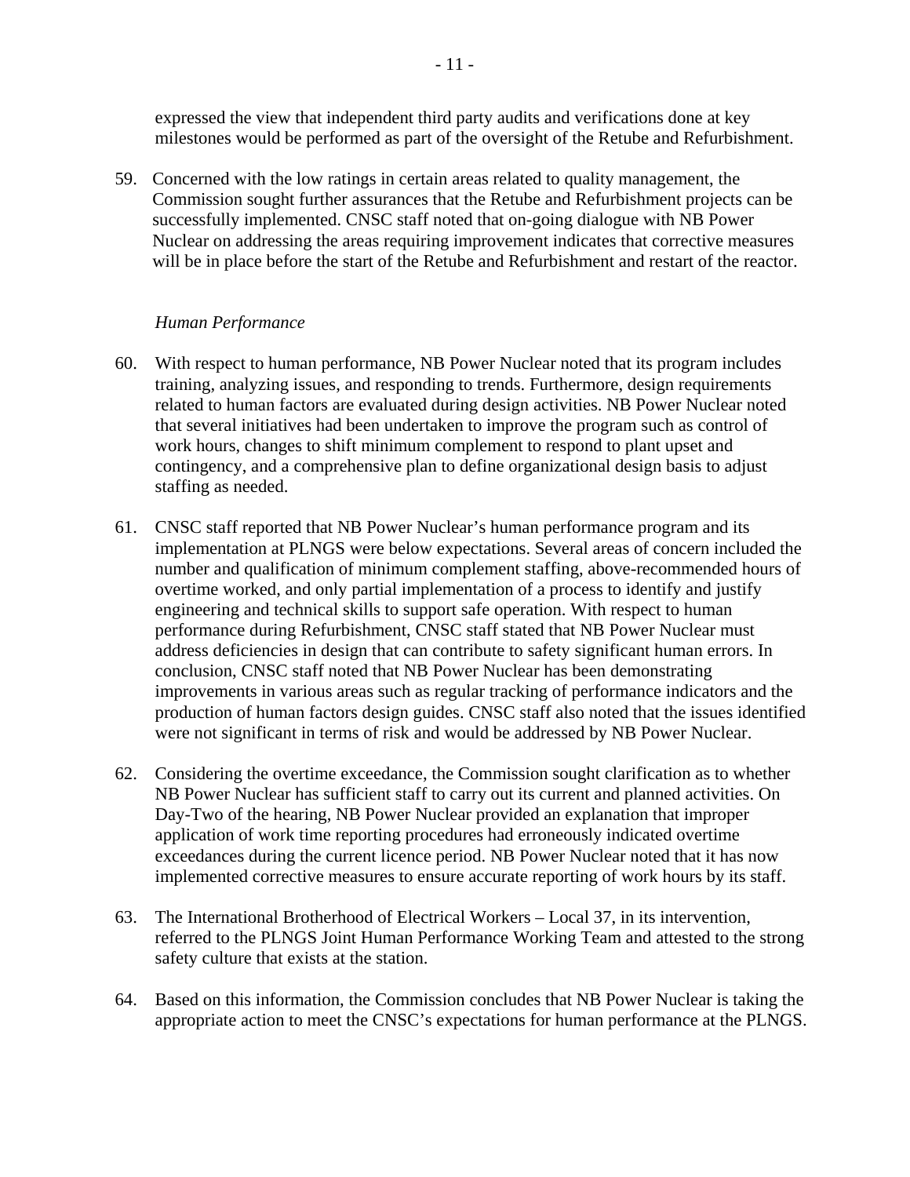expressed the view that independent third party audits and verifications done at key milestones would be performed as part of the oversight of the Retube and Refurbishment.

59. Concerned with the low ratings in certain areas related to quality management, the Commission sought further assurances that the Retube and Refurbishment projects can be successfully implemented. CNSC staff noted that on-going dialogue with NB Power Nuclear on addressing the areas requiring improvement indicates that corrective measures will be in place before the start of the Retube and Refurbishment and restart of the reactor.

*Human Performance*

60. With respect to human performance, NB Power Nuclear noted that its program includes training, analyzing issues, and responding to trends. Furthermore, design requirements related to human factors are evaluated during design activities. NB Power Nuclear noted that several initiatives had been undertaken to improve the program such as control of work hours, changes to shift minimum complement to respond to plant upset and contingency, and a comprehensive plan to define organizational design basis to adjust staffing as needed.

61. CNSC staff reported that NB Power Nuclear's human performance program and its implementation at PLNGS were below expectations. Several areas of concern included the number and qualification of minimum complement staffing, above-recommended hours of overtime worked, and only partial implementation of a process to identify and justify engineering and technical skills to support safe operation. With respect to human performance during Refurbishment, CNSC staff stated that NB Power Nuclear must address deficiencies in design that can contribute to safety significant human errors. In conclusion, CNSC staff noted that NB Power Nuclear has been demonstrating improvements in various areas such as regular tracking of performance indicators and the production of human factors design guides. CNSC staff also noted that the issues identified were not significant in terms of risk and would be addressed by NB Power Nuclear.

62. Considering the overtime exceedance, the Commission sought clarification as to whether NB Power Nuclear has sufficient staff to carry out its current and planned activities. On Day-Two of the hearing, NB Power Nuclear provided an explanation that improper application of work time reporting procedures had erroneously indicated overtime exceedances during the current licence period. NB Power Nuclear noted that it has now implemented corrective measures to ensure accurate reporting of work hours by its staff.

63. The International Brotherhood of Electrical Workers – Local 37, in its intervention, referred to the PLNGS Joint Human Performance Working Team and attested to the strong safety culture that exists at the station.

64. Based on this information, the Commission concludes that NB Power Nuclear is taking the appropriate action to meet the CNSC's expectations for human performance at the PLNGS.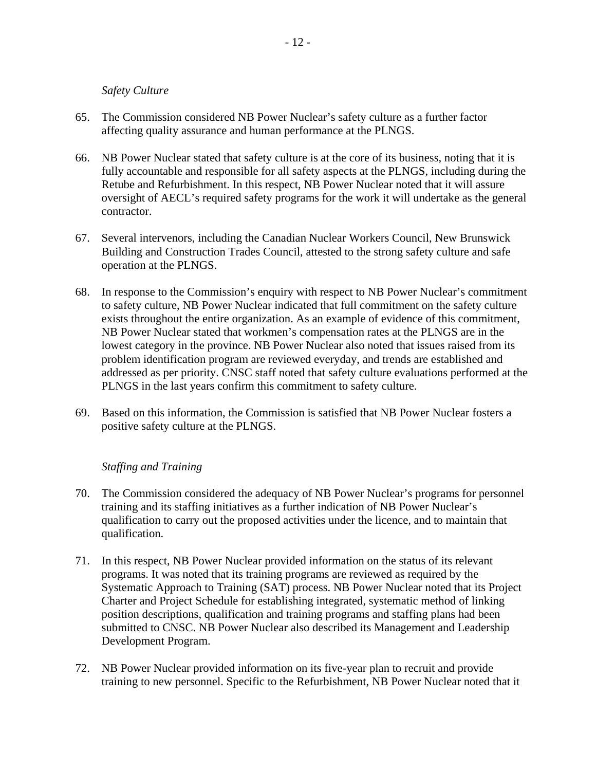*Safety Culture*

65. The Commission considered NB Power Nuclear's safety culture as a further factor affecting quality assurance and human performance at the PLNGS.

66. NB Power Nuclear stated that safety culture is at the core of its business, noting that it is fully accountable and responsible for all safety aspects at the PLNGS, including during the Retube and Refurbishment. In this respect, NB Power Nuclear noted that it will assure oversight of AECL's required safety programs for the work it will undertake as the general contractor.

67. Several intervenors, including the Canadian Nuclear Workers Council, New Brunswick Building and Construction Trades Council, attested to the strong safety culture and safe operation at the PLNGS.

68. In response to the Commission's enquiry with respect to NB Power Nuclear's commitment to safety culture, NB Power Nuclear indicated that full commitment on the safety culture exists throughout the entire organization. As an example of evidence of this commitment, NB Power Nuclear stated that workmen's compensation rates at the PLNGS are in the lowest category in the province. NB Power Nuclear also noted that issues raised from its problem identification program are reviewed everyday, and trends are established and addressed as per priority. CNSC staff noted that safety culture evaluations performed at the PLNGS in the last years confirm this commitment to safety culture.

69. Based on this information, the Commission is satisfied that NB Power Nuclear fosters a positive safety culture at the PLNGS.

*Staffing and Training*

70. The Commission considered the adequacy of NB Power Nuclear's programs for personnel training and its staffing initiatives as a further indication of NB Power Nuclear's qualification to carry out the proposed activities under the licence, and to maintain that qualification.

71. In this respect, NB Power Nuclear provided information on the status of its relevant programs. It was noted that its training programs are reviewed as required by the Systematic Approach to Training (SAT) process. NB Power Nuclear noted that its Project Charter and Project Schedule for establishing integrated, systematic method of linking position descriptions, qualification and training programs and staffing plans had been submitted to CNSC. NB Power Nuclear also described its Management and Leadership Development Program.

72. NB Power Nuclear provided information on its five-year plan to recruit and provide training to new personnel. Specific to the Refurbishment, NB Power Nuclear noted that it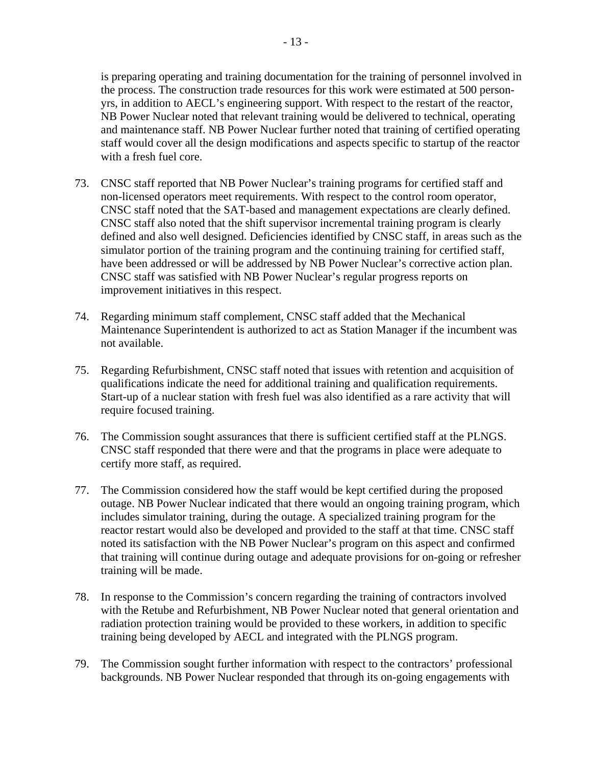is preparing operating and training documentation for the training of personnel involved in the process. The construction trade resources for this work were estimated at 500 person-yrs, in addition to AECL's engineering support. With respect to the restart of the reactor, NB Power Nuclear noted that relevant training would be delivered to technical, operating and maintenance staff. NB Power Nuclear further noted that training of certified operating staff would cover all the design modifications and aspects specific to startup of the reactor with a fresh fuel core.

73. CNSC staff reported that NB Power Nuclear's training programs for certified staff and non-licensed operators meet requirements. With respect to the control room operator, CNSC staff noted that the SAT-based and management expectations are clearly defined. CNSC staff also noted that the shift supervisor incremental training program is clearly defined and also well designed. Deficiencies identified by CNSC staff, in areas such as the simulator portion of the training program and the continuing training for certified staff, have been addressed or will be addressed by NB Power Nuclear's corrective action plan. CNSC staff was satisfied with NB Power Nuclear's regular progress reports on improvement initiatives in this respect.

74. Regarding minimum staff complement, CNSC staff added that the Mechanical Maintenance Superintendent is authorized to act as Station Manager if the incumbent was not available.

75. Regarding Refurbishment, CNSC staff noted that issues with retention and acquisition of qualifications indicate the need for additional training and qualification requirements. Start-up of a nuclear station with fresh fuel was also identified as a rare activity that will require focused training.

76. The Commission sought assurances that there is sufficient certified staff at the PLNGS. CNSC staff responded that there were and that the programs in place were adequate to certify more staff, as required.

77. The Commission considered how the staff would be kept certified during the proposed outage. NB Power Nuclear indicated that there would an ongoing training program, which includes simulator training, during the outage. A specialized training program for the reactor restart would also be developed and provided to the staff at that time. CNSC staff noted its satisfaction with the NB Power Nuclear's program on this aspect and confirmed that training will continue during outage and adequate provisions for on-going or refresher training will be made.

78. In response to the Commission's concern regarding the training of contractors involved with the Retube and Refurbishment, NB Power Nuclear noted that general orientation and radiation protection training would be provided to these workers, in addition to specific training being developed by AECL and integrated with the PLNGS program.

79. The Commission sought further information with respect to the contractors' professional backgrounds. NB Power Nuclear responded that through its on-going engagements with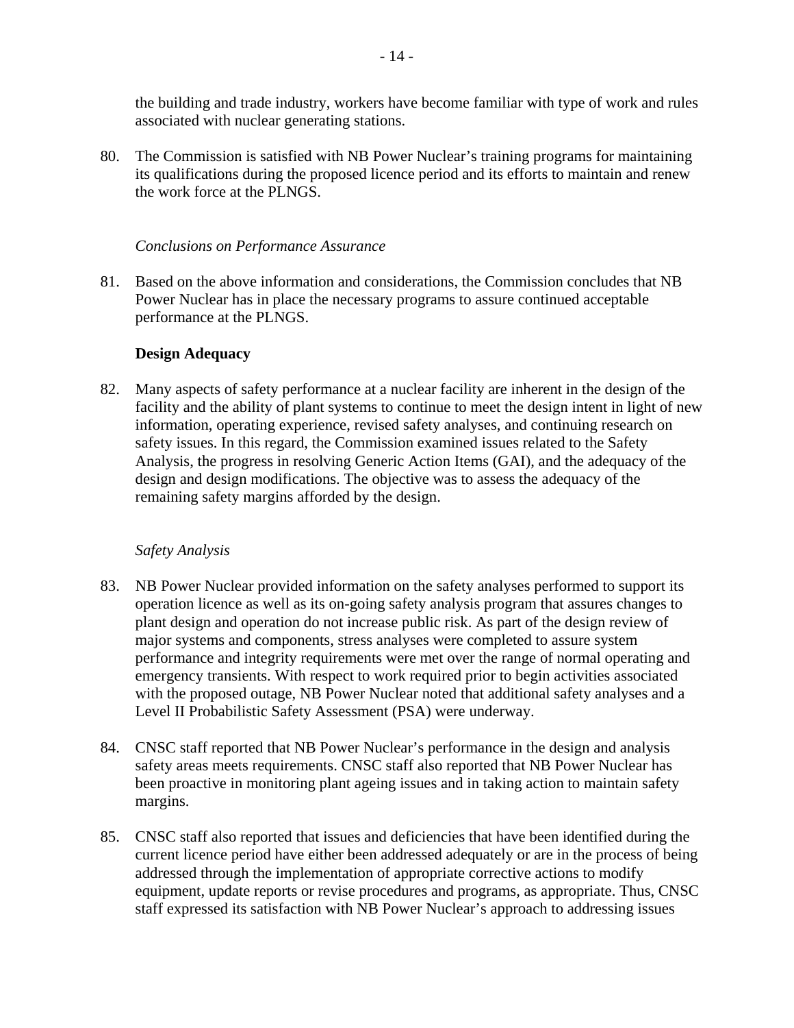the building and trade industry, workers have become familiar with type of work and rules associated with nuclear generating stations.

80. The Commission is satisfied with NB Power Nuclear's training programs for maintaining its qualifications during the proposed licence period and its efforts to maintain and renew the work force at the PLNGS.

*Conclusions on Performance Assurance*

81. Based on the above information and considerations, the Commission concludes that NB Power Nuclear has in place the necessary programs to assure continued acceptable performance at the PLNGS.

**Design Adequacy**

82. Many aspects of safety performance at a nuclear facility are inherent in the design of the facility and the ability of plant systems to continue to meet the design intent in light of new information, operating experience, revised safety analyses, and continuing research on safety issues. In this regard, the Commission examined issues related to the Safety Analysis, the progress in resolving Generic Action Items (GAI), and the adequacy of the design and design modifications. The objective was to assess the adequacy of the remaining safety margins afforded by the design.

*Safety Analysis*

83. NB Power Nuclear provided information on the safety analyses performed to support its operation licence as well as its on-going safety analysis program that assures changes to plant design and operation do not increase public risk. As part of the design review of major systems and components, stress analyses were completed to assure system performance and integrity requirements were met over the range of normal operating and emergency transients. With respect to work required prior to begin activities associated with the proposed outage, NB Power Nuclear noted that additional safety analyses and a Level II Probabilistic Safety Assessment (PSA) were underway.

84. CNSC staff reported that NB Power Nuclear's performance in the design and analysis safety areas meets requirements. CNSC staff also reported that NB Power Nuclear has been proactive in monitoring plant ageing issues and in taking action to maintain safety margins.

85. CNSC staff also reported that issues and deficiencies that have been identified during the current licence period have either been addressed adequately or are in the process of being addressed through the implementation of appropriate corrective actions to modify equipment, update reports or revise procedures and programs, as appropriate. Thus, CNSC staff expressed its satisfaction with NB Power Nuclear's approach to addressing issues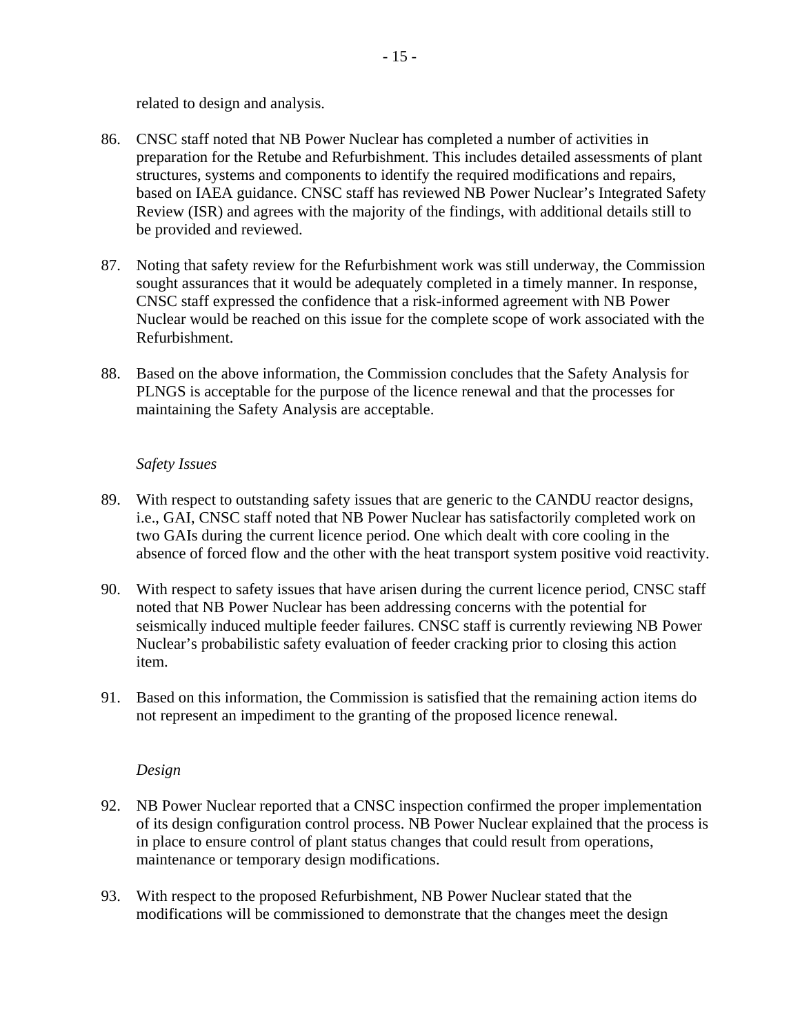related to design and analysis.

86. CNSC staff noted that NB Power Nuclear has completed a number of activities in preparation for the Retube and Refurbishment. This includes detailed assessments of plant structures, systems and components to identify the required modifications and repairs, based on IAEA guidance. CNSC staff has reviewed NB Power Nuclear's Integrated Safety Review (ISR) and agrees with the majority of the findings, with additional details still to be provided and reviewed.

87. Noting that safety review for the Refurbishment work was still underway, the Commission sought assurances that it would be adequately completed in a timely manner. In response, CNSC staff expressed the confidence that a risk-informed agreement with NB Power Nuclear would be reached on this issue for the complete scope of work associated with the Refurbishment.

88. Based on the above information, the Commission concludes that the Safety Analysis for PLNGS is acceptable for the purpose of the licence renewal and that the processes for maintaining the Safety Analysis are acceptable.

*Safety Issues*

89. With respect to outstanding safety issues that are generic to the CANDU reactor designs, i.e., GAI, CNSC staff noted that NB Power Nuclear has satisfactorily completed work on two GAIs during the current licence period. One which dealt with core cooling in the absence of forced flow and the other with the heat transport system positive void reactivity.

90. With respect to safety issues that have arisen during the current licence period, CNSC staff noted that NB Power Nuclear has been addressing concerns with the potential for seismically induced multiple feeder failures. CNSC staff is currently reviewing NB Power Nuclear's probabilistic safety evaluation of feeder cracking prior to closing this action item.

91. Based on this information, the Commission is satisfied that the remaining action items do not represent an impediment to the granting of the proposed licence renewal.

*Design*

92. NB Power Nuclear reported that a CNSC inspection confirmed the proper implementation of its design configuration control process. NB Power Nuclear explained that the process is in place to ensure control of plant status changes that could result from operations, maintenance or temporary design modifications.

93. With respect to the proposed Refurbishment, NB Power Nuclear stated that the modifications will be commissioned to demonstrate that the changes meet the design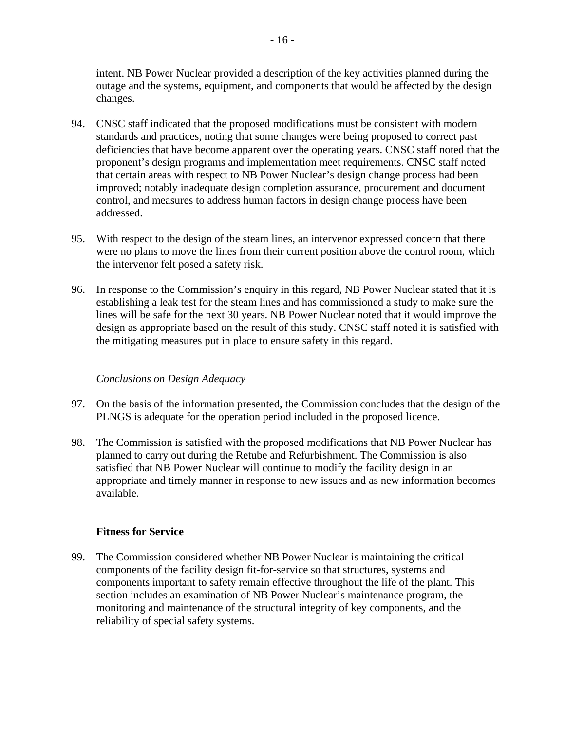intent. NB Power Nuclear provided a description of the key activities planned during the outage and the systems, equipment, and components that would be affected by the design changes.

94. CNSC staff indicated that the proposed modifications must be consistent with modern standards and practices, noting that some changes were being proposed to correct past deficiencies that have become apparent over the operating years. CNSC staff noted that the proponent's design programs and implementation meet requirements. CNSC staff noted that certain areas with respect to NB Power Nuclear's design change process had been improved; notably inadequate design completion assurance, procurement and document control, and measures to address human factors in design change process have been addressed.

95. With respect to the design of the steam lines, an intervenor expressed concern that there were no plans to move the lines from their current position above the control room, which the intervenor felt posed a safety risk.

96. In response to the Commission's enquiry in this regard, NB Power Nuclear stated that it is establishing a leak test for the steam lines and has commissioned a study to make sure the lines will be safe for the next 30 years. NB Power Nuclear noted that it would improve the design as appropriate based on the result of this study. CNSC staff noted it is satisfied with the mitigating measures put in place to ensure safety in this regard.

*Conclusions on Design Adequacy*

97. On the basis of the information presented, the Commission concludes that the design of the PLNGS is adequate for the operation period included in the proposed licence.

98. The Commission is satisfied with the proposed modifications that NB Power Nuclear has planned to carry out during the Retube and Refurbishment. The Commission is also satisfied that NB Power Nuclear will continue to modify the facility design in an appropriate and timely manner in response to new issues and as new information becomes available.

### Fitness for Service

99. The Commission considered whether NB Power Nuclear is maintaining the critical components of the facility design fit-for-service so that structures, systems and components important to safety remain effective throughout the life of the plant. This section includes an examination of NB Power Nuclear's maintenance program, the monitoring and maintenance of the structural integrity of key components, and the reliability of special safety systems.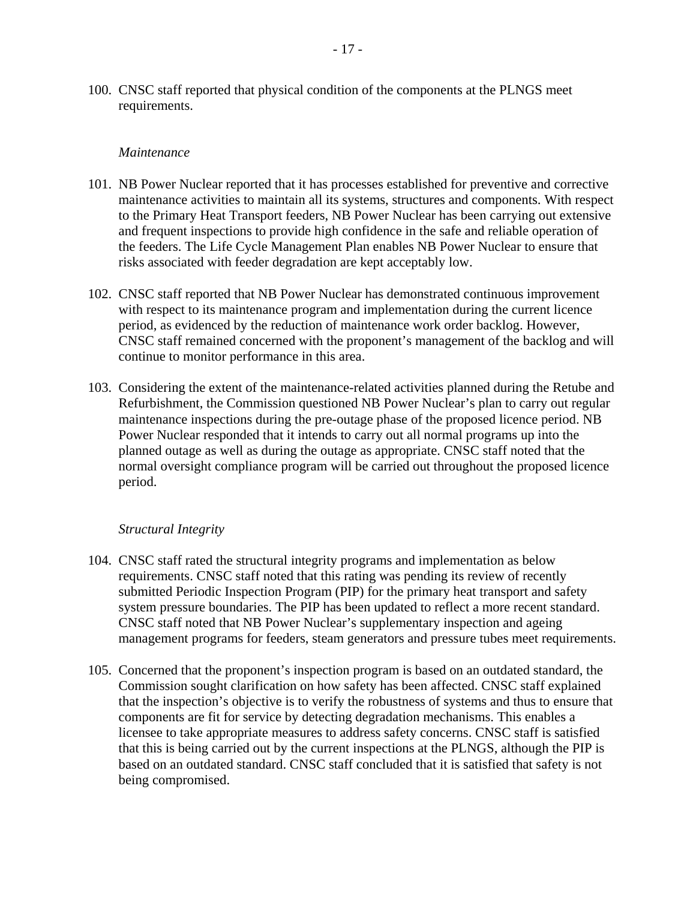100. CNSC staff reported that physical condition of the components at the PLNGS meet requirements.

*Maintenance*

101. NB Power Nuclear reported that it has processes established for preventive and corrective maintenance activities to maintain all its systems, structures and components. With respect to the Primary Heat Transport feeders, NB Power Nuclear has been carrying out extensive and frequent inspections to provide high confidence in the safe and reliable operation of the feeders. The Life Cycle Management Plan enables NB Power Nuclear to ensure that risks associated with feeder degradation are kept acceptably low.

102. CNSC staff reported that NB Power Nuclear has demonstrated continuous improvement with respect to its maintenance program and implementation during the current licence period, as evidenced by the reduction of maintenance work order backlog. However, CNSC staff remained concerned with the proponent's management of the backlog and will continue to monitor performance in this area.

103. Considering the extent of the maintenance-related activities planned during the Retube and Refurbishment, the Commission questioned NB Power Nuclear's plan to carry out regular maintenance inspections during the pre-outage phase of the proposed licence period. NB Power Nuclear responded that it intends to carry out all normal programs up into the planned outage as well as during the outage as appropriate. CNSC staff noted that the normal oversight compliance program will be carried out throughout the proposed licence period.

*Structural Integrity*

104. CNSC staff rated the structural integrity programs and implementation as below requirements. CNSC staff noted that this rating was pending its review of recently submitted Periodic Inspection Program (PIP) for the primary heat transport and safety system pressure boundaries. The PIP has been updated to reflect a more recent standard. CNSC staff noted that NB Power Nuclear's supplementary inspection and ageing management programs for feeders, steam generators and pressure tubes meet requirements.

105. Concerned that the proponent's inspection program is based on an outdated standard, the Commission sought clarification on how safety has been affected. CNSC staff explained that the inspection's objective is to verify the robustness of systems and thus to ensure that components are fit for service by detecting degradation mechanisms. This enables a licensee to take appropriate measures to address safety concerns. CNSC staff is satisfied that this is being carried out by the current inspections at the PLNGS, although the PIP is based on an outdated standard. CNSC staff concluded that it is satisfied that safety is not being compromised.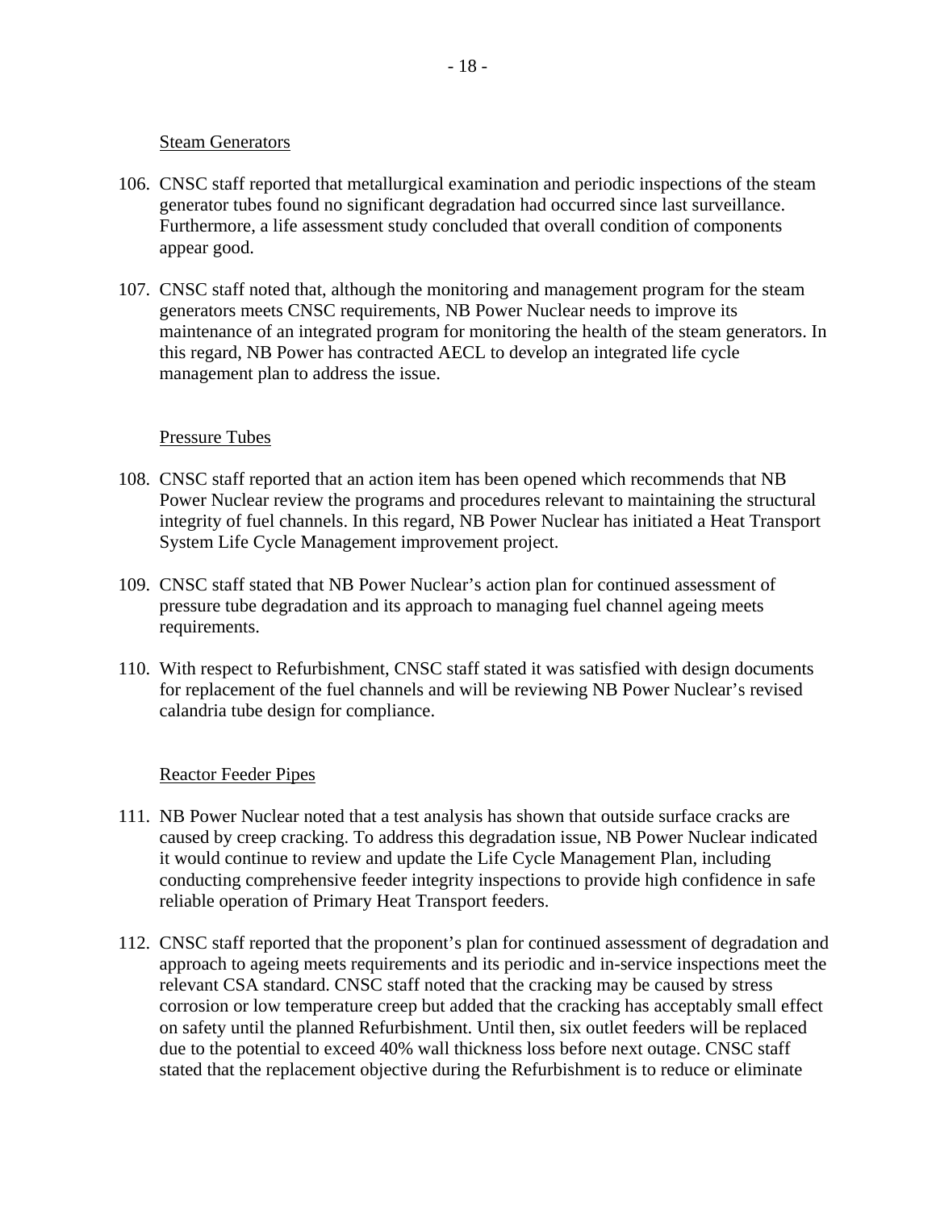Steam Generators

106. CNSC staff reported that metallurgical examination and periodic inspections of the steam generator tubes found no significant degradation had occurred since last surveillance. Furthermore, a life assessment study concluded that overall condition of components appear good.

107. CNSC staff noted that, although the monitoring and management program for the steam generators meets CNSC requirements, NB Power Nuclear needs to improve its maintenance of an integrated program for monitoring the health of the steam generators. In this regard, NB Power has contracted AECL to develop an integrated life cycle management plan to address the issue.

Pressure Tubes

108. CNSC staff reported that an action item has been opened which recommends that NB Power Nuclear review the programs and procedures relevant to maintaining the structural integrity of fuel channels. In this regard, NB Power Nuclear has initiated a Heat Transport System Life Cycle Management improvement project.

109. CNSC staff stated that NB Power Nuclear's action plan for continued assessment of pressure tube degradation and its approach to managing fuel channel ageing meets requirements.

110. With respect to Refurbishment, CNSC staff stated it was satisfied with design documents for replacement of the fuel channels and will be reviewing NB Power Nuclear's revised calandria tube design for compliance.

Reactor Feeder Pipes

111. NB Power Nuclear noted that a test analysis has shown that outside surface cracks are caused by creep cracking. To address this degradation issue, NB Power Nuclear indicated it would continue to review and update the Life Cycle Management Plan, including conducting comprehensive feeder integrity inspections to provide high confidence in safe reliable operation of Primary Heat Transport feeders.

112. CNSC staff reported that the proponent's plan for continued assessment of degradation and approach to ageing meets requirements and its periodic and in-service inspections meet the relevant CSA standard. CNSC staff noted that the cracking may be caused by stress corrosion or low temperature creep but added that the cracking has acceptably small effect on safety until the planned Refurbishment. Until then, six outlet feeders will be replaced due to the potential to exceed 40% wall thickness loss before next outage. CNSC staff stated that the replacement objective during the Refurbishment is to reduce or eliminate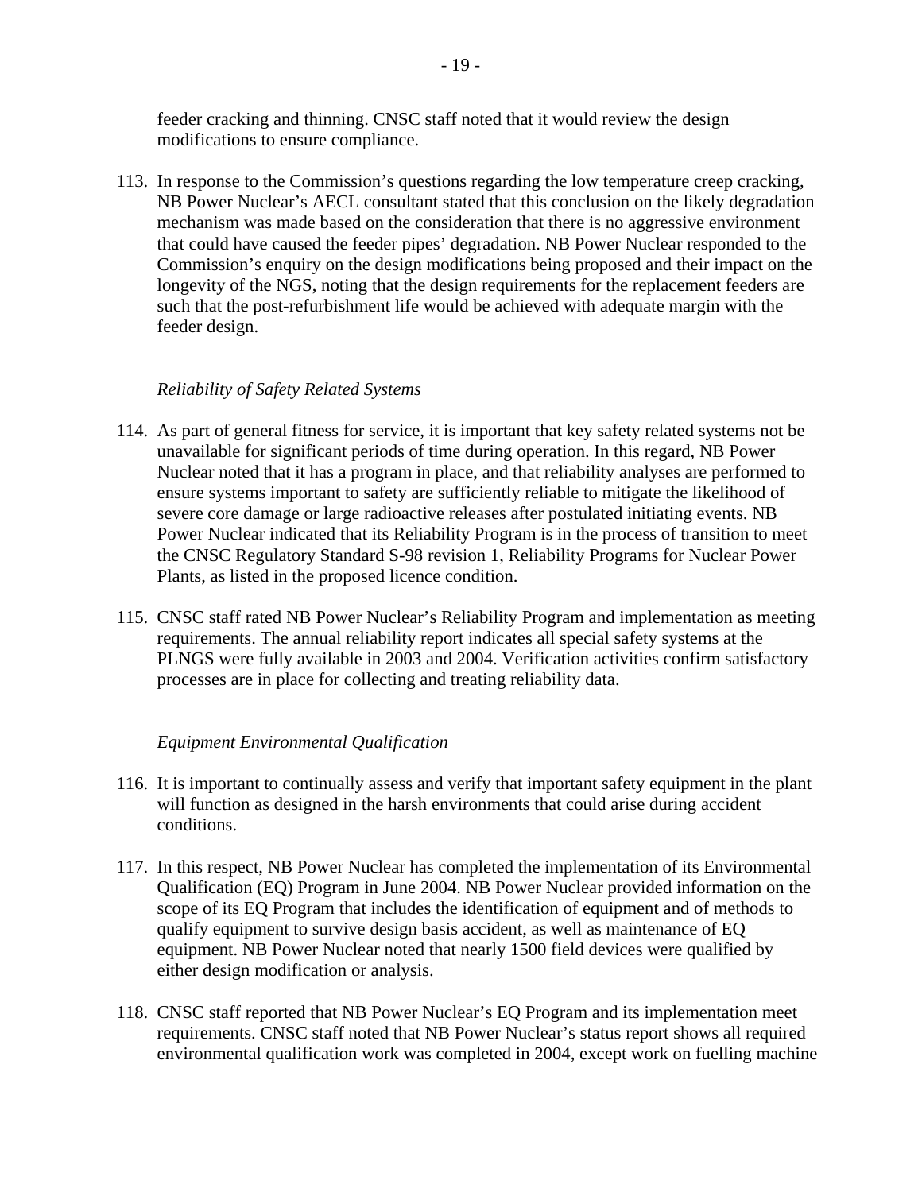feeder cracking and thinning. CNSC staff noted that it would review the design modifications to ensure compliance.

113. In response to the Commission's questions regarding the low temperature creep cracking, NB Power Nuclear's AECL consultant stated that this conclusion on the likely degradation mechanism was made based on the consideration that there is no aggressive environment that could have caused the feeder pipes' degradation. NB Power Nuclear responded to the Commission's enquiry on the design modifications being proposed and their impact on the longevity of the NGS, noting that the design requirements for the replacement feeders are such that the post-refurbishment life would be achieved with adequate margin with the feeder design.

*Reliability of Safety Related Systems*

114. As part of general fitness for service, it is important that key safety related systems not be unavailable for significant periods of time during operation. In this regard, NB Power Nuclear noted that it has a program in place, and that reliability analyses are performed to ensure systems important to safety are sufficiently reliable to mitigate the likelihood of severe core damage or large radioactive releases after postulated initiating events. NB Power Nuclear indicated that its Reliability Program is in the process of transition to meet the CNSC Regulatory Standard S-98 revision 1, Reliability Programs for Nuclear Power Plants, as listed in the proposed licence condition.

115. CNSC staff rated NB Power Nuclear's Reliability Program and implementation as meeting requirements. The annual reliability report indicates all special safety systems at the PLNGS were fully available in 2003 and 2004. Verification activities confirm satisfactory processes are in place for collecting and treating reliability data.

*Equipment Environmental Qualification*

116. It is important to continually assess and verify that important safety equipment in the plant will function as designed in the harsh environments that could arise during accident conditions.

117. In this respect, NB Power Nuclear has completed the implementation of its Environmental Qualification (EQ) Program in June 2004. NB Power Nuclear provided information on the scope of its EQ Program that includes the identification of equipment and of methods to qualify equipment to survive design basis accident, as well as maintenance of EQ equipment. NB Power Nuclear noted that nearly 1500 field devices were qualified by either design modification or analysis.

118. CNSC staff reported that NB Power Nuclear's EQ Program and its implementation meet requirements. CNSC staff noted that NB Power Nuclear's status report shows all required environmental qualification work was completed in 2004, except work on fuelling machine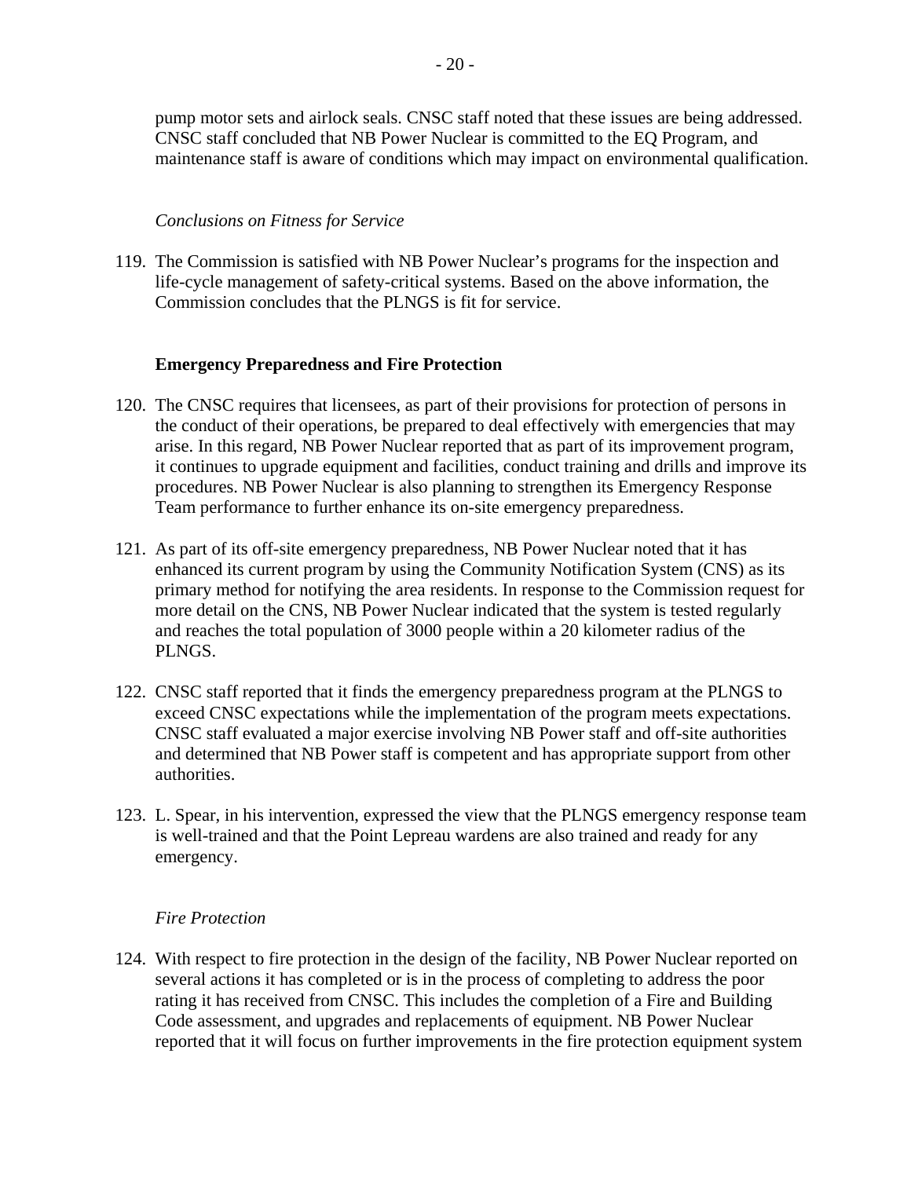pump motor sets and airlock seals. CNSC staff noted that these issues are being addressed. CNSC staff concluded that NB Power Nuclear is committed to the EQ Program, and maintenance staff is aware of conditions which may impact on environmental qualification.

*Conclusions on Fitness for Service*

119. The Commission is satisfied with NB Power Nuclear's programs for the inspection and life-cycle management of safety-critical systems. Based on the above information, the Commission concludes that the PLNGS is fit for service.

**Emergency Preparedness and Fire Protection**

120. The CNSC requires that licensees, as part of their provisions for protection of persons in the conduct of their operations, be prepared to deal effectively with emergencies that may arise. In this regard, NB Power Nuclear reported that as part of its improvement program, it continues to upgrade equipment and facilities, conduct training and drills and improve its procedures. NB Power Nuclear is also planning to strengthen its Emergency Response Team performance to further enhance its on-site emergency preparedness.

121. As part of its off-site emergency preparedness, NB Power Nuclear noted that it has enhanced its current program by using the Community Notification System (CNS) as its primary method for notifying the area residents. In response to the Commission request for more detail on the CNS, NB Power Nuclear indicated that the system is tested regularly and reaches the total population of 3000 people within a 20 kilometer radius of the PLNGS.

122. CNSC staff reported that it finds the emergency preparedness program at the PLNGS to exceed CNSC expectations while the implementation of the program meets expectations. CNSC staff evaluated a major exercise involving NB Power staff and off-site authorities and determined that NB Power staff is competent and has appropriate support from other authorities.

123. L. Spear, in his intervention, expressed the view that the PLNGS emergency response team is well-trained and that the Point Lepreau wardens are also trained and ready for any emergency.

*Fire Protection*

124. With respect to fire protection in the design of the facility, NB Power Nuclear reported on several actions it has completed or is in the process of completing to address the poor rating it has received from CNSC. This includes the completion of a Fire and Building Code assessment, and upgrades and replacements of equipment. NB Power Nuclear reported that it will focus on further improvements in the fire protection equipment system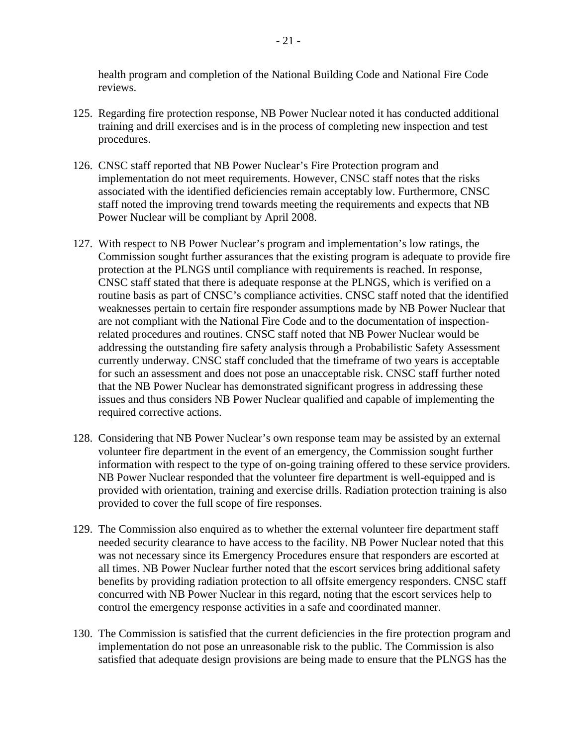health program and completion of the National Building Code and National Fire Code reviews.

125. Regarding fire protection response, NB Power Nuclear noted it has conducted additional training and drill exercises and is in the process of completing new inspection and test procedures.

126. CNSC staff reported that NB Power Nuclear's Fire Protection program and implementation do not meet requirements. However, CNSC staff notes that the risks associated with the identified deficiencies remain acceptably low. Furthermore, CNSC staff noted the improving trend towards meeting the requirements and expects that NB Power Nuclear will be compliant by April 2008.

127. With respect to NB Power Nuclear's program and implementation's low ratings, the Commission sought further assurances that the existing program is adequate to provide fire protection at the PLNGS until compliance with requirements is reached. In response, CNSC staff stated that there is adequate response at the PLNGS, which is verified on a routine basis as part of CNSC's compliance activities. CNSC staff noted that the identified weaknesses pertain to certain fire responder assumptions made by NB Power Nuclear that are not compliant with the National Fire Code and to the documentation of inspection-related procedures and routines. CNSC staff noted that NB Power Nuclear would be addressing the outstanding fire safety analysis through a Probabilistic Safety Assessment currently underway. CNSC staff concluded that the timeframe of two years is acceptable for such an assessment and does not pose an unacceptable risk. CNSC staff further noted that the NB Power Nuclear has demonstrated significant progress in addressing these issues and thus considers NB Power Nuclear qualified and capable of implementing the required corrective actions.

128. Considering that NB Power Nuclear's own response team may be assisted by an external volunteer fire department in the event of an emergency, the Commission sought further information with respect to the type of on-going training offered to these service providers. NB Power Nuclear responded that the volunteer fire department is well-equipped and is provided with orientation, training and exercise drills. Radiation protection training is also provided to cover the full scope of fire responses.

129. The Commission also enquired as to whether the external volunteer fire department staff needed security clearance to have access to the facility. NB Power Nuclear noted that this was not necessary since its Emergency Procedures ensure that responders are escorted at all times. NB Power Nuclear further noted that the escort services bring additional safety benefits by providing radiation protection to all offsite emergency responders. CNSC staff concurred with NB Power Nuclear in this regard, noting that the escort services help to control the emergency response activities in a safe and coordinated manner.

130. The Commission is satisfied that the current deficiencies in the fire protection program and implementation do not pose an unreasonable risk to the public. The Commission is also satisfied that adequate design provisions are being made to ensure that the PLNGS has the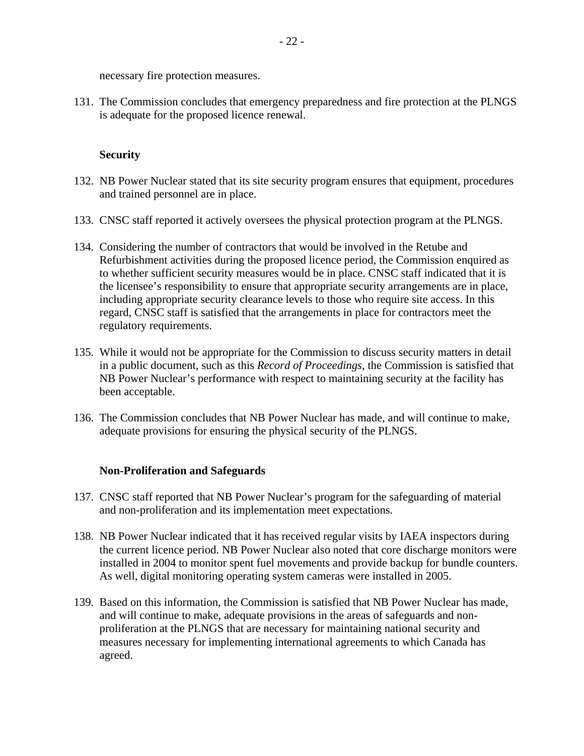necessary fire protection measures.

131. The Commission concludes that emergency preparedness and fire protection at the PLNGS is adequate for the proposed licence renewal.

**Security**

132. NB Power Nuclear stated that its site security program ensures that equipment, procedures and trained personnel are in place.

133. CNSC staff reported it actively oversees the physical protection program at the PLNGS.

134. Considering the number of contractors that would be involved in the Retube and Refurbishment activities during the proposed licence period, the Commission enquired as to whether sufficient security measures would be in place. CNSC staff indicated that it is the licensee's responsibility to ensure that appropriate security arrangements are in place, including appropriate security clearance levels to those who require site access. In this regard, CNSC staff is satisfied that the arrangements in place for contractors meet the regulatory requirements.

135. While it would not be appropriate for the Commission to discuss security matters in detail in a public document, such as this *Record of Proceedings*, the Commission is satisfied that NB Power Nuclear's performance with respect to maintaining security at the facility has been acceptable.

136. The Commission concludes that NB Power Nuclear has made, and will continue to make, adequate provisions for ensuring the physical security of the PLNGS.

**Non-Proliferation and Safeguards**

137. CNSC staff reported that NB Power Nuclear's program for the safeguarding of material and non-proliferation and its implementation meet expectations.

138. NB Power Nuclear indicated that it has received regular visits by IAEA inspectors during the current licence period. NB Power Nuclear also noted that core discharge monitors were installed in 2004 to monitor spent fuel movements and provide backup for bundle counters. As well, digital monitoring operating system cameras were installed in 2005.

139. Based on this information, the Commission is satisfied that NB Power Nuclear has made, and will continue to make, adequate provisions in the areas of safeguards and non-proliferation at the PLNGS that are necessary for maintaining national security and measures necessary for implementing international agreements to which Canada has agreed.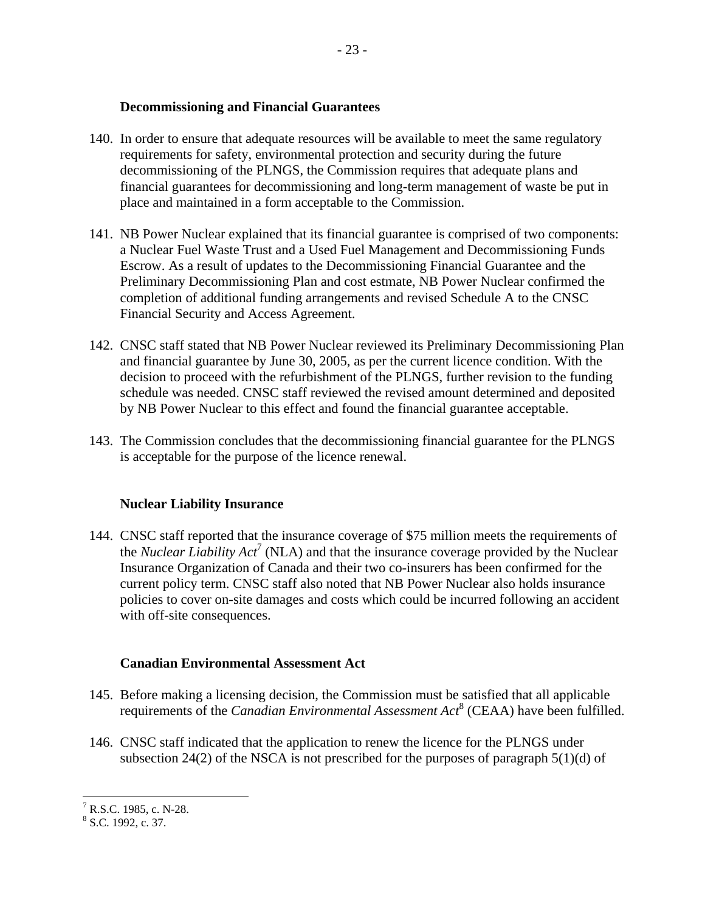### Decommissioning and Financial Guarantees

140. In order to ensure that adequate resources will be available to meet the same regulatory requirements for safety, environmental protection and security during the future decommissioning of the PLNGS, the Commission requires that adequate plans and financial guarantees for decommissioning and long-term management of waste be put in place and maintained in a form acceptable to the Commission.

141. NB Power Nuclear explained that its financial guarantee is comprised of two components: a Nuclear Fuel Waste Trust and a Used Fuel Management and Decommissioning Funds Escrow. As a result of updates to the Decommissioning Financial Guarantee and the Preliminary Decommissioning Plan and cost estmate, NB Power Nuclear confirmed the completion of additional funding arrangements and revised Schedule A to the CNSC Financial Security and Access Agreement.

142. CNSC staff stated that NB Power Nuclear reviewed its Preliminary Decommissioning Plan and financial guarantee by June 30, 2005, as per the current licence condition. With the decision to proceed with the refurbishment of the PLNGS, further revision to the funding schedule was needed. CNSC staff reviewed the revised amount determined and deposited by NB Power Nuclear to this effect and found the financial guarantee acceptable.

143. The Commission concludes that the decommissioning financial guarantee for the PLNGS is acceptable for the purpose of the licence renewal.

### Nuclear Liability Insurance

144. CNSC staff reported that the insurance coverage of $75 million meets the requirements of the *Nuclear Liability Act*[7] (NLA) and that the insurance coverage provided by the Nuclear Insurance Organization of Canada and their two co-insurers has been confirmed for the current policy term. CNSC staff also noted that NB Power Nuclear also holds insurance policies to cover on-site damages and costs which could be incurred following an accident with off-site consequences.

### Canadian Environmental Assessment Act

145. Before making a licensing decision, the Commission must be satisfied that all applicable requirements of the *Canadian Environmental Assessment Act*[8] (CEAA) have been fulfilled.

146. CNSC staff indicated that the application to renew the licence for the PLNGS under subsection 24(2) of the NSCA is not prescribed for the purposes of paragraph 5(1)(d) of

---

[7] R.S.C. 1985, c. N-28.

[8] S.C. 1992, c. 37.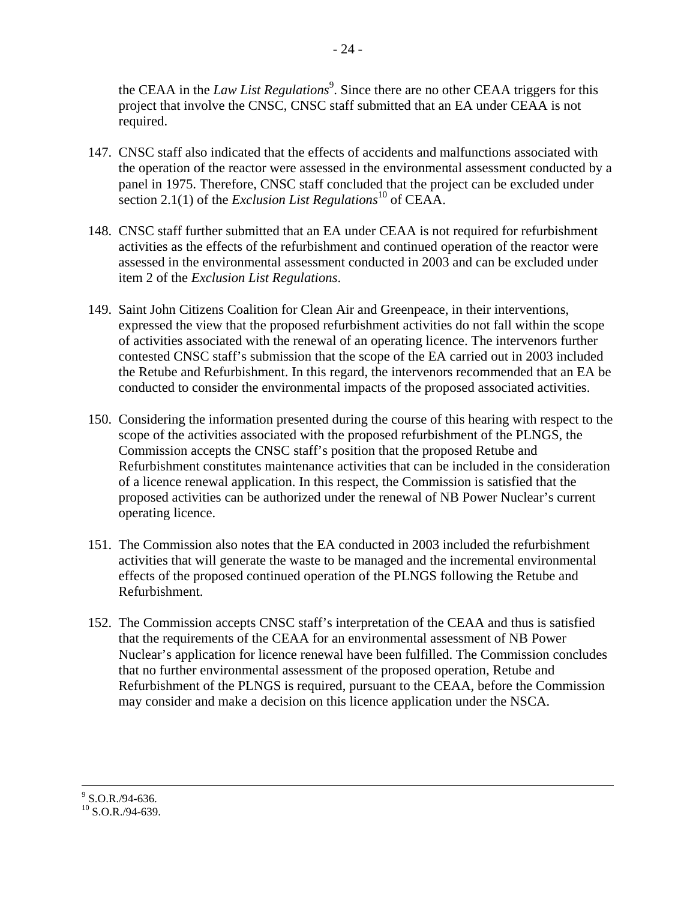the CEAA in the *Law List Regulations*[9]. Since there are no other CEAA triggers for this project that involve the CNSC, CNSC staff submitted that an EA under CEAA is not required.

147. CNSC staff also indicated that the effects of accidents and malfunctions associated with the operation of the reactor were assessed in the environmental assessment conducted by a panel in 1975. Therefore, CNSC staff concluded that the project can be excluded under section 2.1(1) of the *Exclusion List Regulations*[10] of CEAA.

148. CNSC staff further submitted that an EA under CEAA is not required for refurbishment activities as the effects of the refurbishment and continued operation of the reactor were assessed in the environmental assessment conducted in 2003 and can be excluded under item 2 of the *Exclusion List Regulations*.

149. Saint John Citizens Coalition for Clean Air and Greenpeace, in their interventions, expressed the view that the proposed refurbishment activities do not fall within the scope of activities associated with the renewal of an operating licence. The intervenors further contested CNSC staff's submission that the scope of the EA carried out in 2003 included the Retube and Refurbishment. In this regard, the intervenors recommended that an EA be conducted to consider the environmental impacts of the proposed associated activities.

150. Considering the information presented during the course of this hearing with respect to the scope of the activities associated with the proposed refurbishment of the PLNGS, the Commission accepts the CNSC staff's position that the proposed Retube and Refurbishment constitutes maintenance activities that can be included in the consideration of a licence renewal application. In this respect, the Commission is satisfied that the proposed activities can be authorized under the renewal of NB Power Nuclear's current operating licence.

151. The Commission also notes that the EA conducted in 2003 included the refurbishment activities that will generate the waste to be managed and the incremental environmental effects of the proposed continued operation of the PLNGS following the Retube and Refurbishment.

152. The Commission accepts CNSC staff's interpretation of the CEAA and thus is satisfied that the requirements of the CEAA for an environmental assessment of NB Power Nuclear's application for licence renewal have been fulfilled. The Commission concludes that no further environmental assessment of the proposed operation, Retube and Refurbishment of the PLNGS is required, pursuant to the CEAA, before the Commission may consider and make a decision on this licence application under the NSCA.

---

[9] S.O.R./94-636.

[10] S.O.R./94-639.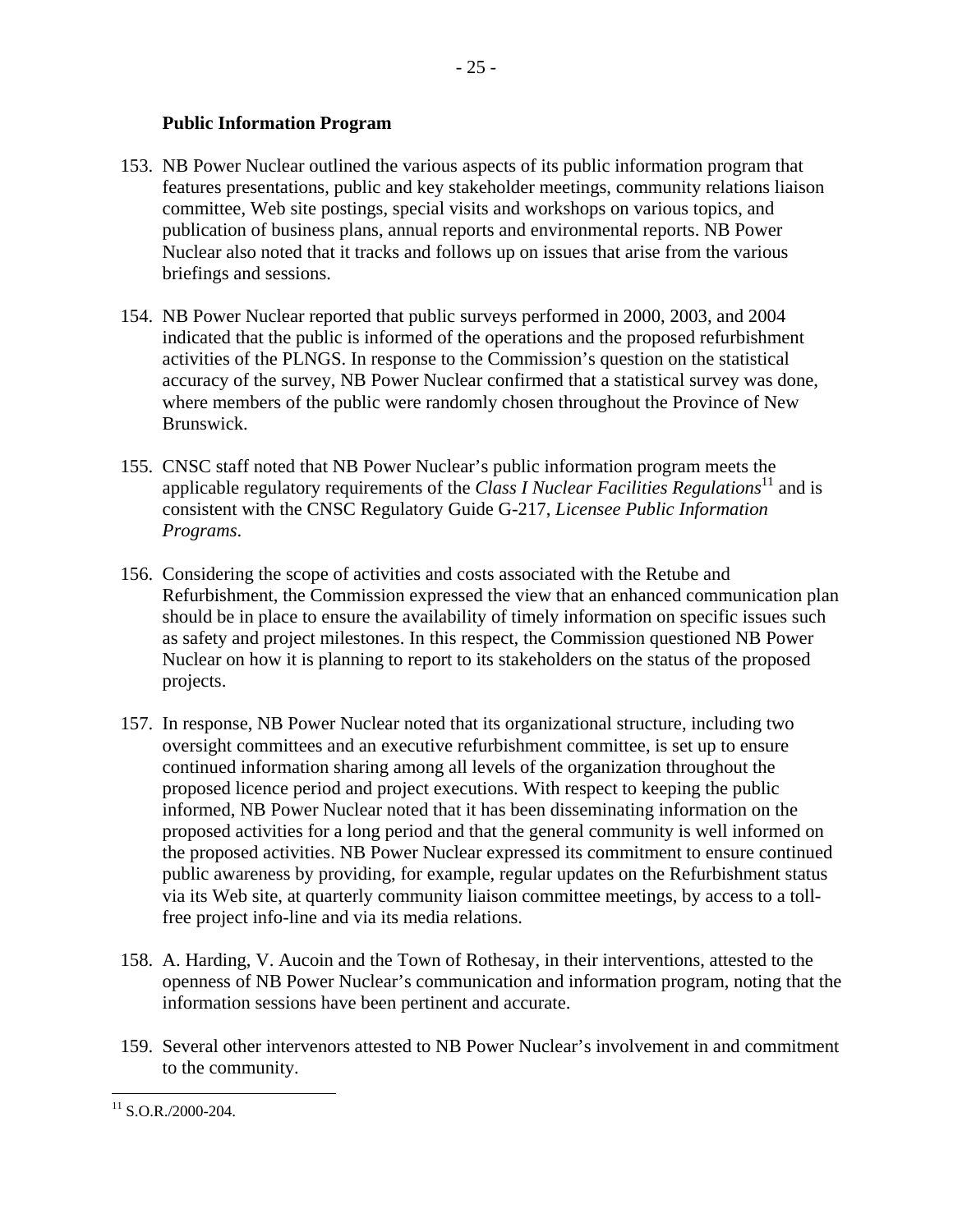**Public Information Program**

153. NB Power Nuclear outlined the various aspects of its public information program that features presentations, public and key stakeholder meetings, community relations liaison committee, Web site postings, special visits and workshops on various topics, and publication of business plans, annual reports and environmental reports. NB Power Nuclear also noted that it tracks and follows up on issues that arise from the various briefings and sessions.

154. NB Power Nuclear reported that public surveys performed in 2000, 2003, and 2004 indicated that the public is informed of the operations and the proposed refurbishment activities of the PLNGS. In response to the Commission's question on the statistical accuracy of the survey, NB Power Nuclear confirmed that a statistical survey was done, where members of the public were randomly chosen throughout the Province of New Brunswick.

155. CNSC staff noted that NB Power Nuclear's public information program meets the applicable regulatory requirements of the *Class I Nuclear Facilities Regulations*[11] and is consistent with the CNSC Regulatory Guide G-217, *Licensee Public Information Programs*.

156. Considering the scope of activities and costs associated with the Retube and Refurbishment, the Commission expressed the view that an enhanced communication plan should be in place to ensure the availability of timely information on specific issues such as safety and project milestones. In this respect, the Commission questioned NB Power Nuclear on how it is planning to report to its stakeholders on the status of the proposed projects.

157. In response, NB Power Nuclear noted that its organizational structure, including two oversight committees and an executive refurbishment committee, is set up to ensure continued information sharing among all levels of the organization throughout the proposed licence period and project executions. With respect to keeping the public informed, NB Power Nuclear noted that it has been disseminating information on the proposed activities for a long period and that the general community is well informed on the proposed activities. NB Power Nuclear expressed its commitment to ensure continued public awareness by providing, for example, regular updates on the Refurbishment status via its Web site, at quarterly community liaison committee meetings, by access to a toll-free project info-line and via its media relations.

158. A. Harding, V. Aucoin and the Town of Rothesay, in their interventions, attested to the openness of NB Power Nuclear's communication and information program, noting that the information sessions have been pertinent and accurate.

159. Several other intervenors attested to NB Power Nuclear's involvement in and commitment to the community.

---

[11] S.O.R./2000-204.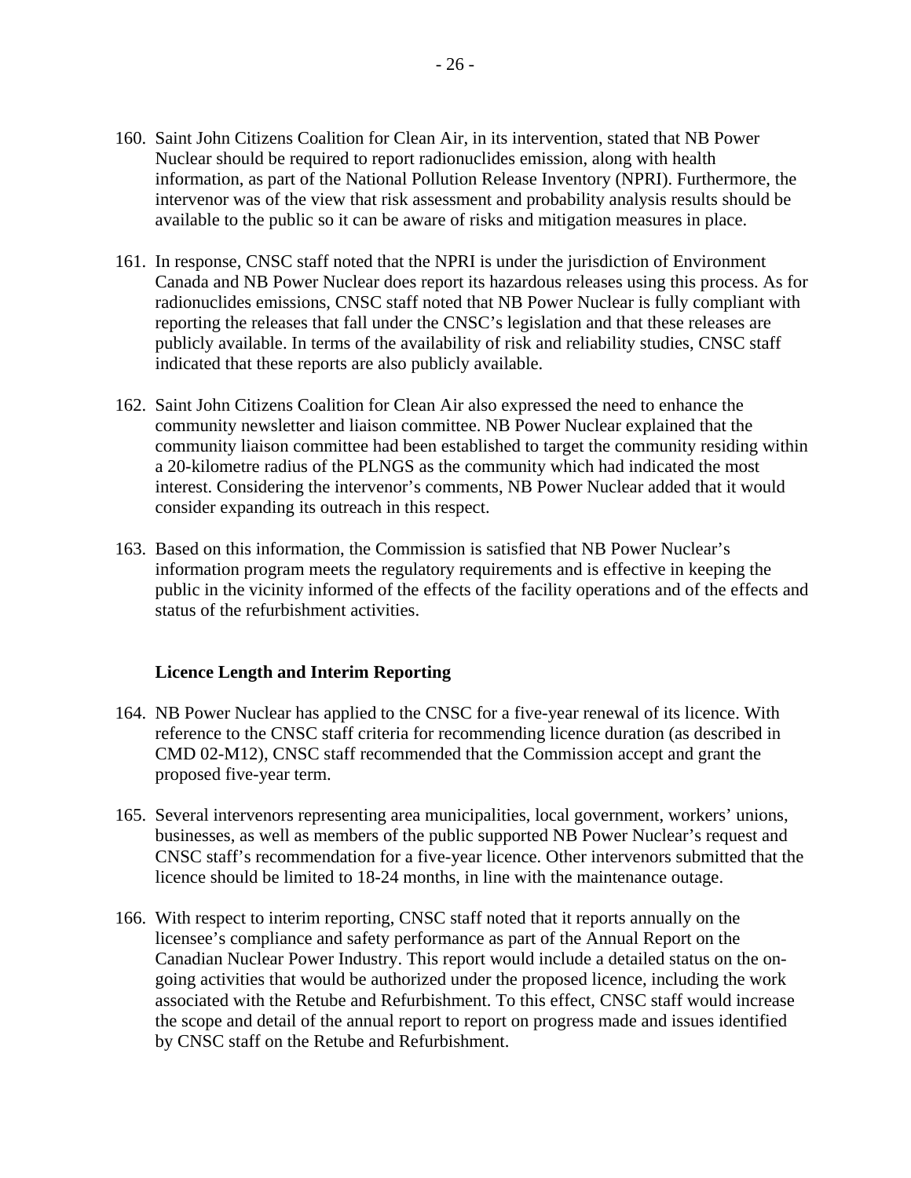160. Saint John Citizens Coalition for Clean Air, in its intervention, stated that NB Power Nuclear should be required to report radionuclides emission, along with health information, as part of the National Pollution Release Inventory (NPRI). Furthermore, the intervenor was of the view that risk assessment and probability analysis results should be available to the public so it can be aware of risks and mitigation measures in place.

161. In response, CNSC staff noted that the NPRI is under the jurisdiction of Environment Canada and NB Power Nuclear does report its hazardous releases using this process. As for radionuclides emissions, CNSC staff noted that NB Power Nuclear is fully compliant with reporting the releases that fall under the CNSC's legislation and that these releases are publicly available. In terms of the availability of risk and reliability studies, CNSC staff indicated that these reports are also publicly available.

162. Saint John Citizens Coalition for Clean Air also expressed the need to enhance the community newsletter and liaison committee. NB Power Nuclear explained that the community liaison committee had been established to target the community residing within a 20-kilometre radius of the PLNGS as the community which had indicated the most interest. Considering the intervenor's comments, NB Power Nuclear added that it would consider expanding its outreach in this respect.

163. Based on this information, the Commission is satisfied that NB Power Nuclear's information program meets the regulatory requirements and is effective in keeping the public in the vicinity informed of the effects of the facility operations and of the effects and status of the refurbishment activities.

### Licence Length and Interim Reporting

164. NB Power Nuclear has applied to the CNSC for a five-year renewal of its licence. With reference to the CNSC staff criteria for recommending licence duration (as described in CMD 02-M12), CNSC staff recommended that the Commission accept and grant the proposed five-year term.

165. Several intervenors representing area municipalities, local government, workers' unions, businesses, as well as members of the public supported NB Power Nuclear's request and CNSC staff's recommendation for a five-year licence. Other intervenors submitted that the licence should be limited to 18-24 months, in line with the maintenance outage.

166. With respect to interim reporting, CNSC staff noted that it reports annually on the licensee's compliance and safety performance as part of the Annual Report on the Canadian Nuclear Power Industry. This report would include a detailed status on the on-going activities that would be authorized under the proposed licence, including the work associated with the Retube and Refurbishment. To this effect, CNSC staff would increase the scope and detail of the annual report to report on progress made and issues identified by CNSC staff on the Retube and Refurbishment.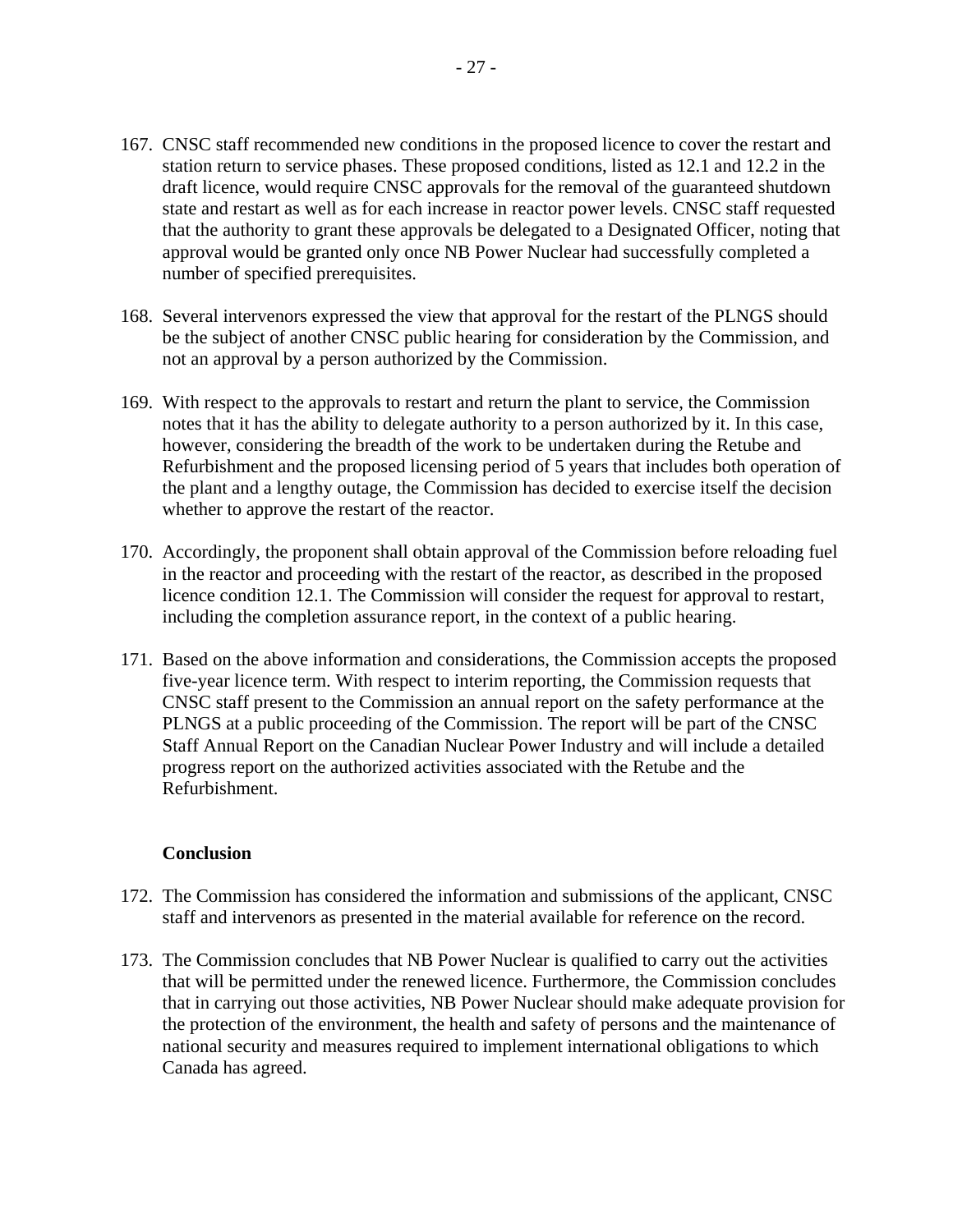167. CNSC staff recommended new conditions in the proposed licence to cover the restart and station return to service phases. These proposed conditions, listed as 12.1 and 12.2 in the draft licence, would require CNSC approvals for the removal of the guaranteed shutdown state and restart as well as for each increase in reactor power levels. CNSC staff requested that the authority to grant these approvals be delegated to a Designated Officer, noting that approval would be granted only once NB Power Nuclear had successfully completed a number of specified prerequisites.

168. Several intervenors expressed the view that approval for the restart of the PLNGS should be the subject of another CNSC public hearing for consideration by the Commission, and not an approval by a person authorized by the Commission.

169. With respect to the approvals to restart and return the plant to service, the Commission notes that it has the ability to delegate authority to a person authorized by it. In this case, however, considering the breadth of the work to be undertaken during the Retube and Refurbishment and the proposed licensing period of 5 years that includes both operation of the plant and a lengthy outage, the Commission has decided to exercise itself the decision whether to approve the restart of the reactor.

170. Accordingly, the proponent shall obtain approval of the Commission before reloading fuel in the reactor and proceeding with the restart of the reactor, as described in the proposed licence condition 12.1. The Commission will consider the request for approval to restart, including the completion assurance report, in the context of a public hearing.

171. Based on the above information and considerations, the Commission accepts the proposed five-year licence term. With respect to interim reporting, the Commission requests that CNSC staff present to the Commission an annual report on the safety performance at the PLNGS at a public proceeding of the Commission. The report will be part of the CNSC Staff Annual Report on the Canadian Nuclear Power Industry and will include a detailed progress report on the authorized activities associated with the Retube and the Refurbishment.

**Conclusion**

172. The Commission has considered the information and submissions of the applicant, CNSC staff and intervenors as presented in the material available for reference on the record.

173. The Commission concludes that NB Power Nuclear is qualified to carry out the activities that will be permitted under the renewed licence. Furthermore, the Commission concludes that in carrying out those activities, NB Power Nuclear should make adequate provision for the protection of the environment, the health and safety of persons and the maintenance of national security and measures required to implement international obligations to which Canada has agreed.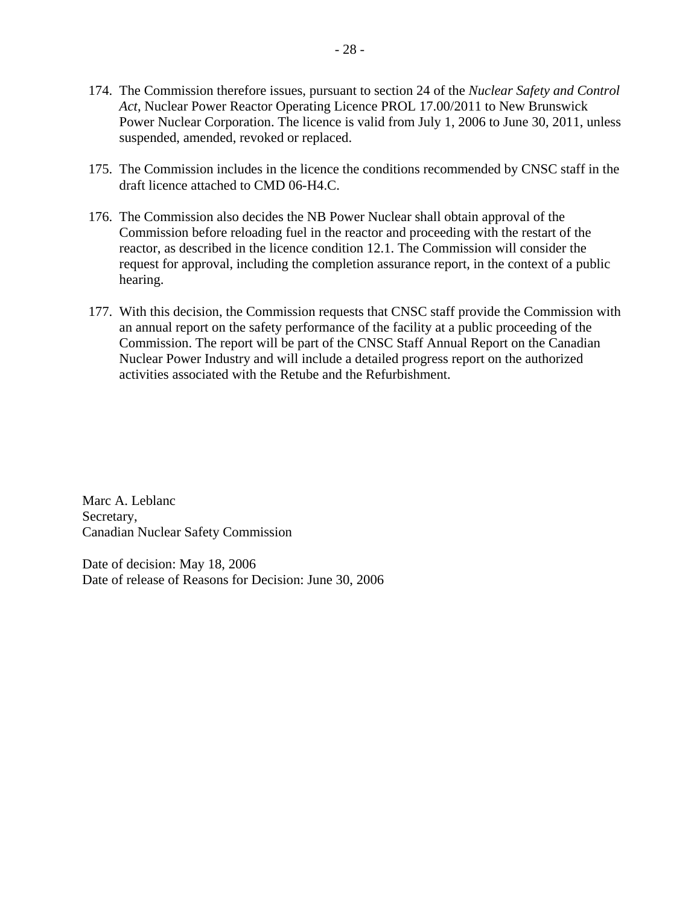174. The Commission therefore issues, pursuant to section 24 of the *Nuclear Safety and Control Act*, Nuclear Power Reactor Operating Licence PROL 17.00/2011 to New Brunswick Power Nuclear Corporation. The licence is valid from July 1, 2006 to June 30, 2011, unless suspended, amended, revoked or replaced.

175. The Commission includes in the licence the conditions recommended by CNSC staff in the draft licence attached to CMD 06-H4.C.

176. The Commission also decides the NB Power Nuclear shall obtain approval of the Commission before reloading fuel in the reactor and proceeding with the restart of the reactor, as described in the licence condition 12.1. The Commission will consider the request for approval, including the completion assurance report, in the context of a public hearing.

177. With this decision, the Commission requests that CNSC staff provide the Commission with an annual report on the safety performance of the facility at a public proceeding of the Commission. The report will be part of the CNSC Staff Annual Report on the Canadian Nuclear Power Industry and will include a detailed progress report on the authorized activities associated with the Retube and the Refurbishment.

Marc A. Leblanc
Secretary,
Canadian Nuclear Safety Commission

Date of decision: May 18, 2006
Date of release of Reasons for Decision: June 30, 2006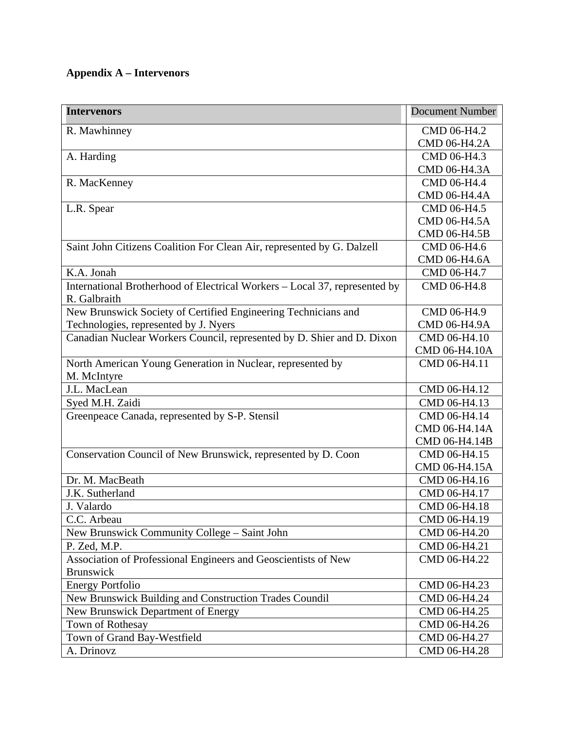**Appendix A – Intervenors**

| Intervenors | Document Number |
|---|---|
| R. Mawhinney | CMD 06-H4.2<br>CMD 06-H4.2A |
| A. Harding | CMD 06-H4.3<br>CMD 06-H4.3A |
| R. MacKenney | CMD 06-H4.4<br>CMD 06-H4.4A |
| L.R. Spear | CMD 06-H4.5<br>CMD 06-H4.5A<br>CMD 06-H4.5B |
| Saint John Citizens Coalition For Clean Air, represented by G. Dalzell | CMD 06-H4.6<br>CMD 06-H4.6A |
| K.A. Jonah | CMD 06-H4.7 |
| International Brotherhood of Electrical Workers – Local 37, represented by R. Galbraith | CMD 06-H4.8 |
| New Brunswick Society of Certified Engineering Technicians and Technologies, represented by J. Nyers | CMD 06-H4.9<br>CMD 06-H4.9A |
| Canadian Nuclear Workers Council, represented by D. Shier and D. Dixon | CMD 06-H4.10<br>CMD 06-H4.10A |
| North American Young Generation in Nuclear, represented by M. McIntyre | CMD 06-H4.11 |
| J.L. MacLean | CMD 06-H4.12 |
| Syed M.H. Zaidi | CMD 06-H4.13 |
| Greenpeace Canada, represented by S-P. Stensil | CMD 06-H4.14<br>CMD 06-H4.14A<br>CMD 06-H4.14B |
| Conservation Council of New Brunswick, represented by D. Coon | CMD 06-H4.15<br>CMD 06-H4.15A |
| Dr. M. MacBeath | CMD 06-H4.16 |
| J.K. Sutherland | CMD 06-H4.17 |
| J. Valardo | CMD 06-H4.18 |
| C.C. Arbeau | CMD 06-H4.19 |
| New Brunswick Community College – Saint John | CMD 06-H4.20 |
| P. Zed, M.P. | CMD 06-H4.21 |
| Association of Professional Engineers and Geoscientists of New Brunswick | CMD 06-H4.22 |
| Energy Portfolio | CMD 06-H4.23 |
| New Brunswick Building and Construction Trades Coundil | CMD 06-H4.24 |
| New Brunswick Department of Energy | CMD 06-H4.25 |
| Town of Rothesay | CMD 06-H4.26 |
| Town of Grand Bay-Westfield | CMD 06-H4.27 |
| A. Drinovz | CMD 06-H4.28 |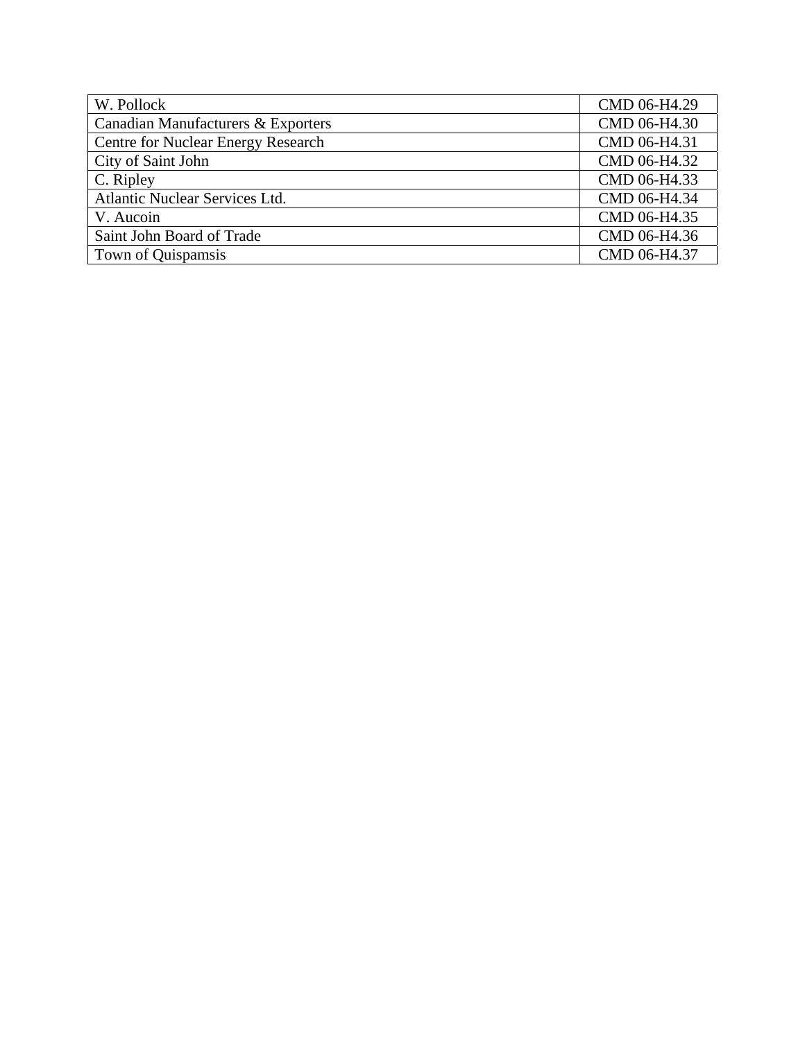| | |
|---|---|
| W. Pollock | CMD 06-H4.29 |
| Canadian Manufacturers & Exporters | CMD 06-H4.30 |
| Centre for Nuclear Energy Research | CMD 06-H4.31 |
| City of Saint John | CMD 06-H4.32 |
| C. Ripley | CMD 06-H4.33 |
| Atlantic Nuclear Services Ltd. | CMD 06-H4.34 |
| V. Aucoin | CMD 06-H4.35 |
| Saint John Board of Trade | CMD 06-H4.36 |
| Town of Quispamsis | CMD 06-H4.37 |